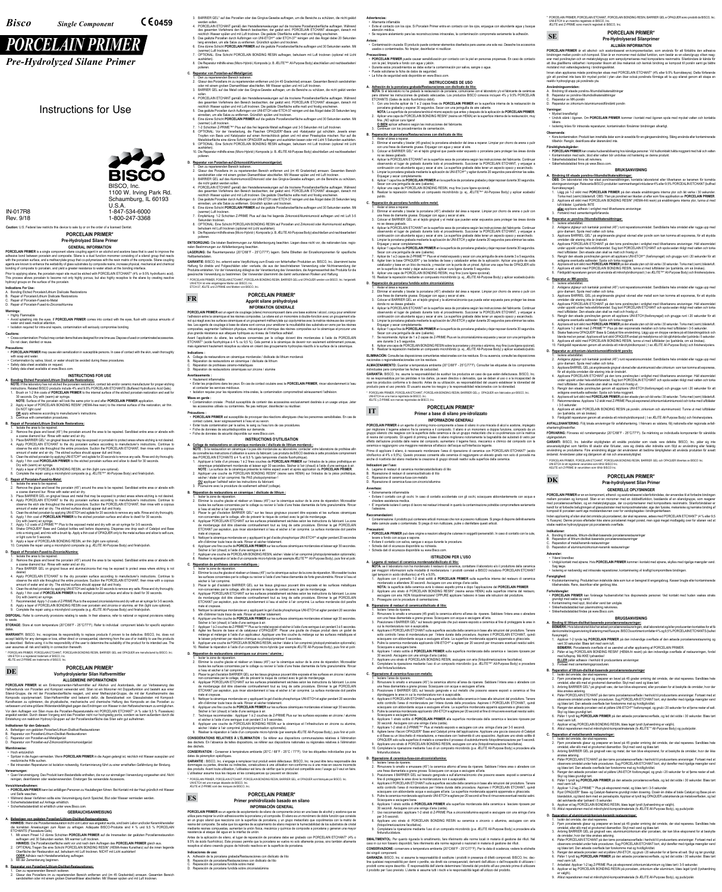**Bisco** *Single Component* CE0459

# PORCELAIN PRIMER

## *Pre-Hydrolyzed Silane Primer*

# Instructions for Use

BISCO, Inc.
1100 W. Irving Park Rd.
Schaumburg, IL 60193
U.S.A.
1-847-534-6000
1-800-247-3368

IN-017R8
Rev. 9/18

**Caution:** U.S. Federal law restricts this device to sale by or on the order of a licensed Dentist.

## PORCELAIN PRIMER*
### Pre-Hydrolyzed Silane Primer

#### GENERAL INFORMATION

**PORCELAIN PRIMER** is a single component silane coupling agent in an alcohol and acetone base that is used to improve the adhesive bond between porcelain and composite. Silane is a dual function monomer consisting of a silanol group that reacts with the porcelain surface, and a methacrylate group that co-polymerizes with the resin matrix of the composite. Silane coupling agents are known to enhance the wettability of glass substrates by composite resins, increase physical, mechanical and chemical bonding of composite to porcelain, and yield a greater resistance to water attack at the bonding interface.

Prior to applying silane, the porcelain repair site must be etched with PORCELAIN ETCHANT* (4% or 9.5% hydrofluoric acid). This process allows porcelain to become not only highly porous, but also highly receptive to the silane by creating reactive hydroxyl groups on the surface of the porcelain.

**Indications For Use:**
A. Bonding Etched Porcelain/Lithium Disilicate Restorations
B. Repair of Porcelain/Lithium Disilicate Restorations
C. Repair of Porcelain-Fused-to-Metal
D. Repair of Porcelain-Fused-to-Zirconia/Alumina

**Warnings:**
- Highly Flammable
- Avoid splashing into the eyes. If **PORCELAIN PRIMER** comes into contact with the eyes, flush with copious amounts of water and seek medical attention.
- Isolation required for intra-oral repairs, contamination will seriously compromise bonding.

**Cautions:**
- Cross-contamination: Product may contain items that are designed for one time use. Dispose of used or contaminated accessories. Do not clean, disinfect or reuse.

**Precautions:**
- **PORCELAIN PRIMER** may cause skin sensitization in susceptible persons. In case of contact with the skin, wash thoroughly with soap and water.
- Contamination by saliva, blood, or water should be avoided during these procedures.
- Safety data sheet available on request.
- Safety data sheet available at www.Bisco.com.

#### INSTRUCTIONS FOR USE

**A. Bonding Etched Porcelain/Lithium Disilicate Restorations:**
**NOTE:** If the laboratory has not etched the porcelain restoration, contact lab and/or ceramic manufacturer for proper etching technique. Relevant BISCO products include 4% and 9.5% PORCELAIN ETCHANTS (Buffered Hydrofluoric Acid Gels).
1. Brush on 1-2 thin coats of **PORCELAIN PRIMER** to the internal surface of the etched porcelain restoration and wait for 30 seconds. Dry with (warm) air syringe.
   **NOTE:** Surface of the porcelain will look the same prior to and after **PORCELAIN PRIMER** application.
2. Apply a layer of PORCELAIN BONDING RESIN* (HEMA-free resin) to the internal surface of the restoration, air thin. Do NOT light cure!
   **OR** apply adhesive according to manufacturer's instructions.
3. Continue with cementation procedures.

**B. Repair of Porcelain/Lithium Disilicate Restorations:**
1. Isolate the area to be repaired.
2. Remove the glaze and bevel (45°) the porcelain around the area to be repaired. Sandblast entire area or abrade with a coarse diamond bur. Rinse with water and air dry.
3. Place BARRIER GEL* on gingival tissue that may be exposed to porcelain to protect areas where etching is not desired.
4. Apply PORCELAIN ETCHANT to the dry porcelain surface according to manufacturer's instructions. Continue to observe the etch site throughout the entire procedure. Suction the PORCELAIN ETCHANT, then rinse with a copious amount of water and air dry. The etched surface should appear dull and frosty.
5. Clean the etched porcelain by applying UNI-ETCH* or ETCH-37* and agitate for 20 seconds to remove any salts. Rinse and dry thoroughly.
6. Apply 1 thin coat **PORCELAIN PRIMER** to the etched porcelain surface and allow to dwell for 30 seconds. Dry with (warm) air syringe.
7. Apply a layer of PORCELAIN BONDING RESIN, air thin (light cure optional).
8. Complete the repair using a microhybrid composite (e.g. ÆLITE™ All-Purpose Body*) and finish/polish.

**C. Repair of Porcelain-Fused-to-Metal:**
1. Isolate the area to be repaired.
2. Remove the glaze and bevel the porcelain (45°) around the area to be repaired. Sandblast entire area or abrade with a coarse diamond bur. Rinse with water and air dry.
3. Place BARRIER GEL on gingival tissue and metal that may be exposed to protect areas where etching is not desired.
4. Apply PORCELAIN ETCHANT to the dry porcelain surface according to manufacturer's instructions. Continue to observe the etch site throughout the entire procedure. Suction the PORCELAIN ETCHANT, then rinse with a copious amount of water and air dry. The etched surface should appear dull and frosty.
5. Clean the etched porcelain by applying UNI-ETCH or ETCH-37 and agitate for 20 seconds to remove any salts. Rinse and dry thoroughly.
6. Apply 1 thin coat of **PORCELAIN PRIMER** to the etched porcelain surface and allow to dwell for 30 seconds. Dry with (warm) air syringe.
7. Apply 1-2 coats of Z-PRIME™ Plus to the exposed metal and dry with an air syringe for 3-5 seconds.
8. Shake OPAQUER* Base and Catalyst bottles well before dispensing. Dispense one drop each of Catalyst and Base onto a mixing pad, and mix with a brush tip. Apply a thin coat of OPAQUER only to the metal surface and allow to self-cure, or light cure for 5 seconds.
9. Apply a layer of PORCELAIN BONDING RESIN, air thin (light cure optional).
10. Complete the repair using a microhybrid composite (e.g. ÆLITE All-Purpose Body) and finish/polish.

**D. Repair of Porcelain-Fused-to-Zirconia/Alumina:**
1. Isolate the area to be repaired.
2. Remove the glaze and bevel the porcelain (45°) around the area to be repaired. Sandblast entire area or abrade with a coarse diamond bur. Rinse with water and air dry.
3. Place BARRIER GEL on gingival tissue and alumina/zirconia that may be exposed to protect areas where etching is not desired.
4. Apply PORCELAIN ETCHANT to the dry porcelain surface according to manufacturer's instructions. Continue to observe the etch site throughout the entire procedure. Suction the PORCELAIN ETCHANT, then rinse with a copious amount of water and air dry. The etched surface should appear dull and frosty.
5. Clean the etched porcelain by applying UNI-ETCH or ETCH-37 and agitate for 20 seconds to remove any salts. Rinse and dry thoroughly.
6. Apply 1 thin coat **PORCELAIN PRIMER** to the etched porcelain surface and allow to dwell for 30 seconds. Dry with (warm) air syringe.
7. Recommended: Apply 1-2 coats of Z-PRIME Plus to the exposed zirconia/alumina and dry with an air syringe for 3-5 seconds.
8. Apply a layer of PORCELAIN BONDING RESIN, air thin (light cure optional).
9. Complete the repair using a microhybrid composite (e.g. ÆLITE All-Purpose Body) and finish/polish.

**DISPOSAL:** Refer to community provisions relating to waste. In their absence, refer to national or regional provisions relating to waste.

**STORAGE:** Store at room temperature (20°C/68°F - 25°C/77°F). Refer to individual component labels for specific expiration date.

**WARRANTY:** BISCO, Inc. recognizes its responsibility to replace products if proven to be defective. BISCO, Inc. does not accept liability for any damages or loss, either direct or consequential, stemming from the use of or inability to use the products as described. Before using, it is the responsibility of the user to determine the suitability of the product for its intended use. The user assumes all risk and liability in connection therewith.

\* PORCELAIN PRIMER, PORCELAIN ETCHANT, PORCELAIN BONDING RESIN, BARRIER GEL and OPAQUER are manufactured by BISCO, Inc. UNI-ETCH is a registered trademark of BISCO, Inc. ÆLITE and Z-PRIME are trademarks of BISCO, Inc.

---

**DE**

## PORCELAIN PRIMER*
### Vorhydrolysierter Silan Haftvermittler

#### ALLGEMEINE INFORMATIONEN

**PORCELAIN PRIMER** ist ein Einkomponenten-Haftvermittler auf Alkohol- und Acetonbasis, der zur Verbesserung der Haftverbindung von Porzellan und Komposit verwendet wird. Silan ist ein Monomer mit Doppelfunktion und besteht aus einer Silanol-Gruppe, die mit der Porzellanoberfläche reagiert, und einer Methacrylat-Gruppe, die mit der Kunstharzmatrix des Komposits copolymerisiert. Silan-Haftvermittler sind bekannt dafür, die Benetzbarkeit von Glassubstraten durch Kompositkunstharze zu verbessern, die physikalische, mechanische und chemische Haftung von Komposit an Porzellan zu verbessern und eine größere Widerstandsfähigkeit gegen das Eindringen von Wasser in den Haftbereich zu erzielen.

Vor dem Auftragen von Silan muss die Porzellan-Reparaturstelle mit PORCELAIN ETCHANT* (4 % oder 9,5 % Flusssäure) angeätzt werden. Durch diesen Vorgang wird das Porzellan nicht nur hochgradig porös, sondern es kann zusätzlich durch die Entstehung von reaktiven Hydroxyl-Gruppen auf der Porzellanoberfläche das Silan sehr gut aufnehmen.

**Indikationen für den Gebrauch:**
A. Befestigen von geätzten Porzellan/Lithium-Disilikat-Restaurationen
B. Reparatur von Porzellan/Lithium-Disilikat-Restaurationen
C. Reparatur von Porzellan-auf-Metall
D. Reparatur von Porzellan-auf-Zirkon/Aluminiumoxidgerüst

**Warnhinweise:**
- Hoch entzündlich
- Spritzer in die Augen vermeiden. Wenn **PORCELAIN PRIMER** in die Augen gelangt ist, reichlich mit Wasser ausspülen und medizinische Hilfe suchen.
- Bei intraoralen Reparaturen ist Isolation notwendig. Kontaminierung führt zu einer ernsthaften Gefährdung der Bindung.

**Vorsicht:**
- Quer-Verunreinigung: Das Produkt kann Bestandteile enthalten, die nur zur einmaligen Verwendung vorgesehen sind. Entsorgen Sie verwendete oder verunreinigte Accessoires. Nicht reinigen, desinfizieren oder wiederverwenden.

**Vorsichtsmaßnahmen:**
- **PORCELAIN PRIMER** kann bei anfälligen Personen zu Hautallergien führen. Bei Kontakt mit der Haut gründlich mit Wasser und Seife waschen.
- Während dieser Verfahren sollte eine Verunreinigung durch Speichel, Blut oder Wasser vermieden werden.
- Sicherheitsdatenblatt auf Anfrage erhältlich.
- Sicherheitsdatenblatt ist erhältlich unter www.Bisco.com.

#### GEBRAUCHSANWEISUNG

**A. Befestigen von geätzten Porzellan/Lithium-Disilikat-Restaurationen:**
**HINWEIS:** Wenn die Porzellanrestauration nicht vom Labor angeätzt wurde, sind beim Labor und/oder Keramikhersteller die korrekten Anweisungen zum Ätzen zu erfragen. Adäquate BISCO-Produkte sind 4 % und 9,5 % PORCELAIN ETCHANTS (Flusssäure-Gele).
1. Mit einem Pinsel 1-2 dünne Schichten **PORCELAIN PRIMER** auf die Innenseiten der geätzten Porzellanrestauration auftragen und 30 Sekunden warten. Mit (warmer) Luft trocknen.
   **HINWEIS:** Die Porzellanoberfläche sieht vor und nach dem Auftragen des **PORCELAIN PRIMER** gleich aus.
2. OPTIONAL: Eine Schicht PORCELAIN BONDING RESIN* (HEMA-freies Kunstharz) auf die Innenseite der Restauration auftragen, verblasen. NICHT lichthärten!
   **ODER** Adhäsiv nach Herstellerempfehlung auftragen.
3. Mit der Zementierung beginnen.

**B. Reparatur von Porzellan/Lithium-Disilikat-Restaurationen:**
1. Den zu reparierenden Bereich isolieren.
2. Glasur des Porzellans im zu reparierenden Bereich entfernen und (im 45 Gradwinkel) anrauen. Gesamten Bereich sandstrahlen oder mit einem groben Diamantbohrer abschleifen. Mit Wasser spülen und mit Luft trocknen.
3. BARRIER GEL* auf das Porzellan oder das Gingiva-Gewebe auftragen, um die Bereiche zu schützen, die nicht geätzt werden sollen.
4. PORCELAIN ETCHANT gemäß den Herstelleranweisungen auf die trockene Porzellanoberfläche auftragen. Während des gesamten Verfahrens den Bereich beobachten, der geätzt wird. PORCELAIN ETCHANT absaugen, danach reichlich mit Wasser spülen und mit Luft trocknen. Die geätzte Oberfläche sollte matt und frostig erscheinen.
5. Das geätzte Porzellan durch Auftragen von UNI-ETCH* oder ETCH-37* reinigen und das Ätzgel dabei 20 Sekunden lang einreiben, um alle Salze zu entfernen. Gründlich spülen und trocknen.
6. Eine dünne Schicht **PORCELAIN PRIMER** auf die geätzte Porzellanoberfläche auftragen und 30 Sekunden warten. Mit (warmer) Luft trocknen.
7. OPTIONAL: Eine Schicht PORCELAIN BONDING RESIN auftragen, mit Luft trocknen (optional mit Licht aushärten).
8. Die Reparatur mithilfe eines (Mikro-Hybrid-) Komposits (z. B. ÆLITE™ All-Purpose Body) abschließen und nachbearbeiten/polieren.

**C. Reparatur von Porzellan-auf-Metallgerüst:**
1. Den zu reparierenden Bereich isolieren.
2. Glasur des Porzellans im zu reparierenden Bereich entfernen und (im 45 Gradwinkel) anrauen. Gesamten Bereich sandstrahlen oder mit einem groben Diamantbohrer abschleifen. Mit Wasser spülen und mit Luft trocknen.
3. BARRIER GEL auf das Metall oder das Gingiva-Gewebe auftragen, um die Bereiche zu schützen, die nicht geätzt werden sollen.
4. PORCELAIN ETCHANT gemäß den Herstelleranweisungen auf die trockene Porzellanoberfläche auftragen. Während des gesamten Verfahrens den Bereich beobachten, der geätzt wird. PORCELAIN ETCHANT absaugen, danach reichlich mit Wasser spülen und mit Luft trocknen. Die geätzte Oberfläche sollte matt und frostig erscheinen.
5. Das geätzte Porzellan durch Auftragen von UNI-ETCH oder ETCH-37 reinigen und das Ätzgel dabei 20 Sekunden lang einreiben, um alle Salze zu entfernen. Gründlich spülen und trocknen.
6. Eine dünne Schicht **PORCELAIN PRIMER** auf die geätzte Porzellanoberfläche auftragen und 30 Sekunden warten. Mit (warmer) Luft trocknen.
7. 1-2 Schichten Z-PRIME™ Plus auf das frei liegende Metall auftragen und 3-5 Sekunden mit Luft trocknen.
8. OPTIONAL: Vor der Verarbeitung die Flaschen OPAQUER*-Basis und -Katalysator gut schütteln. Jeweils einen Tropfen von Basis und Katalysator auf einen Anmischblock geben und mit einer Pinselspitze mischen. Nur auf die Metalloberfläche eine dünne Schicht OPAQUER auftragen und selbst aushärten lassen oder mit Licht 5 Sekunden aushärten.
9. OPTIONAL: Eine Schicht PORCELAIN BONDING RESIN auftragen, mit Luft trocknen (optional mit Licht aushärten).
10. Die Reparatur mithilfe eines (Mikro-Hybrid-) Komposits (z. B. ÆLITE All-Purpose Body) abschließen und nachbearbeiten/polieren.

**D. Reparatur von Porzellan-auf-Zirkonoxid/Aluminiumoxidgerüst:**
1. Den zu reparierenden Bereich isolieren.
2. Glasur des Porzellans im zu reparierenden Bereich entfernen und (im 45 Gradwinkel) anrauen. Gesamten Bereich sandstrahlen oder mit einem groben Diamantbohrer abschleifen. Mit Wasser spülen und mit Luft trocknen.
3. BARRIER GEL auf das Aluminiumoxid/Zirkonoxid oder das Gingiva-Gewebe auftragen, um die Bereiche zu schützen, die nicht geätzt werden sollen.
4. PORCELAIN ETCHANT gemäß den Herstelleranweisungen auf die trockene Porzellanoberfläche auftragen. Während des gesamten Verfahrens den Bereich beobachten, der geätzt wird. PORCELAIN ETCHANT absaugen, danach reichlich mit Wasser spülen und mit Luft trocknen. Die geätzte Oberfläche sollte matt und frostig erscheinen.
5. Das geätzte Porzellan durch Auftragen von UNI-ETCH oder ETCH-37 reinigen und das Ätzgel dabei 20 Sekunden lang einreiben, um alle Salze zu entfernen. Gründlich spülen und trocknen.
6. Eine dünne Schicht **PORCELAIN PRIMER** auf die geätzte Porzellanoberfläche auftragen und 30 Sekunden warten. Mit (warmer) Luft trocknen.
7. Empfehlung: 1-2 Schichten Z-PRIME Plus auf das frei liegende Zirkonoxid/Aluminiumoxid auftragen und mit Luft 3-5 Sekunden trocknen.
8. OPTIONAL: Eine Schicht PORCELAIN BONDING RESIN auf Porzellan und Zirkonoxid oder Aluminiumoxid auftragen, behutsam mit Luft trocknen (optional mit Licht aushärten).
9. Die Reparatur mithilfe eines (Mikro-Hybrid-) Komposits (z. B. ÆLITE All-Purpose Body) abschließen und nachbearbeiten/polieren.

**ENTSORGUNG:** Die lokalen Bestimmungen zur Abfallentsorgung beachten. Liegen diese nicht vor, die nationalen bzw. regionalen Bestimmungen zur Abfallentsorgung beachten.

**LAGERUNG:** Bei Raumtemperatur (20°C/68°F - 25°C/77°F) lagern. Siehe Etiketten der Einzelkomponenten für spezifische Verfallsdaten.

**GARANTIE:** BISCO, Inc. erkennt seine Verpflichtung zum Ersatz von fehlerhaften Produkten an. BISCO, Inc. übernimmt keine Haftung für direkte und Folgeschäden oder -verluste, die aus der bestimmungsgemäßen Verwendung oder Nichtverwendung der Produkte entstehen. Vor der Verwendung obliegt es der Verantwortung des Verwenders, die Angemessenheit des Produkts für die gewünschte Verwendung zu bestimmen. Der Verwender übernimmt alle damit verbundenen Risiken und Haftung.

\* PORCELAIN PRIMER, PORCELAIN ETCHANT, PORCELAIN BONDING RESIN, BARRIER GEL und OPAQUER werden von BISCO, Inc. hergestellt. UNI-ETCH ist eine eingetragene Marke von BISCO, Inc. ETCH-37, ÆLITE und Z-PRIME sind Marken von BISCO, Inc.

---

**FR**

## PORCELAIN PRIMER*
### Apprêt silane préhydrolysé

#### INFORMATION GÉNÉRALE

**PORCELAIN PRIMER** est un agent de couplage (silane) monocomposant dans une base alcool/acétone, qui est utilisé pour améliorer l'adhésion entre la céramique et les résines composites. Le silane est un monomère à double fonction avec un groupement silanol qui réagit avec les surfaces céramiques et un groupement méthacrylate qui co-polymérise avec la matrice résineuse des composites. Les agents de couplage à base de silane sont connus pour améliorer la mouillabilité des substrats en verre par les résines composites, augmenter l'adhésion physique, mécanique et chimique des résines composites sur la céramique et procurer une plus grande résistance aux attaques hydriques au niveau de l'interface de collage.

Avant l'application du silane, les surfaces concernées par le collage doivent être mordancées à l'aide de PORCELAIN ETCHANT* (acide fluorhydrique à 4 % ou 9,5 %). Cela permet à la céramique de devenir non seulement extrêmement poreuse, mais également hautement réceptive au silane en créant des groupements hydroxyles réactifs à la surface de la céramique.

**Indications :**
A. Collage de restaurations en céramique mordancée / disilicate de lithium mordancé
B. Réparation de restaurations en céramique / disilicate de lithium
C. Réparation de prothèses céramo-métalliques
D. Réparation de restaurations céramiques sur zircone / alumine

**Avertissements :**
- Hautement inflammable
- Éviter les projections dans les yeux. En cas de contact oculaire avec le **PORCELAIN PRIMER**, rincer abondamment à l'eau et consulter les services médicaux.
- Isolation requise pour les réparations intra-orales, la contamination compromettrait sérieusement l'adhésion.

**Mises en garde :**
- Contamination croisée : Produit susceptible de contenir des accessoires exclusivement destinés à un usage unique. Jeter les accessoires utilisés ou contaminés. Ne pas nettoyer, désinfecter ou réutiliser.

**Précautions :**
- **PORCELAIN PRIMER** est susceptible de provoquer des réactions allergiques chez les personnes sensibilisées. En cas de contact cutané, laver soigneusement à l'eau et au savon.
- Éviter toute contamination par la salive, le sang ou l'eau lors de ces procédures.
- Fiche de données de sécurité disponible sur demande.
- Fiche de données de sécurité disponible sur www.Bisco.com.

#### INSTRUCTIONS D'UTILISATION

**A. Collage de restaurations en céramique mordancée / disilicate de lithium mordancé :**
**NOTE :** Si les restaurations en céramique n'ont pas été mordancées au laboratoire, contacter votre laboratoire de prothèse et/ou le fabricant de la céramique pour connaître la technique de mordançage appropriée. Les produits BISCO concernés incluent les PORCELAIN ETCHANTS à 4 % et 9,5 % (gels tamponnés d'acide fluorhydrique).
1. Appliquer à l'aide d'un pinceau 1 à 2 fines couches de **PORCELAIN PRIMER** sur l'intrados de la pièce prothétique en céramique préalablement mordancée et laisser agir 30 secondes. Sécher à l'air (chaud) à l'aide d'une seringue à air.
   **NOTE :** La surface de la céramique présente le même aspect avant et après application du **PORCELAIN PRIMER**.
2. Appliquer une couche de PORCELAIN BONDING RESIN* (résine sans HEMA) sur l'intrados de la pièce prothétique, sécher / étaler à l'air comprimé. Ne PAS photopolymériser !
   **OU** appliquer l'adhésif selon les instructions du fabricant.
3. Poursuivre avec la procédure de scellement adhésif (collage).

**B. Réparation de restaurations en céramique / disilicate de lithium :**
1. Isoler la zone de réparation.
2. Éliminer la couche glacée et réaliser un biseau (45°) sur la céramique autour de la zone de réparation. Microsabler toute la surface ou abraser avec une fraise diamantée à gros grain. Rincer à l'eau et sécher à l'air.
3. Placer le gel d'isolation BARRIER GEL* sur les tissus gingivaux pouvant être exposés à la céramique, afin de protéger les zones ne devant pas être mordancées.
4. Appliquer PORCELAIN ETCHANT sur les surfaces céramiques préalablement séchées selon les instructions du fabricant. Surveiller la zone de mordançage tout au long de cette procédure. Éliminer le gel PORCELAIN ETCHANT par aspiration, puis rincer abondamment à l'eau et sécher à l'air comprimé. La surface mordancée doit paraître mate et crayeuse.
5. Nettoyer la céramique mordancée en appliquant le gel d'acide phosphorique UNI-ETCH* ou ETCH-37* et agiter pendant 20 secondes afin d'éliminer toutes traces de sels. Rincer et sécher totalement.
6. Appliquer une fine couche de **PORCELAIN PRIMER** sur les surfaces céramiques mordancées et laisser agir 30 secondes. Sécher à l'air (chaud) à l'aide d'une seringue à air.
7. Appliquer une couche de PORCELAIN BONDING RESIN, sécher / étaler à l'air comprimé (photopolymérisation optionnelle).
8. Réaliser la réparation à l'aide d'un composite micro-hybride (par exemple ÆLITE™ All-Purpose Body*), puis finir et polir.

**C. Réparation de prothèses céramo-métalliques :**
1. Isoler la zone de réparation.
2. Éliminer la couche glacée et réaliser un biseau (45°) sur la céramique autour de la zone de réparation. Microsabler toute la surface ou abraser avec une fraise diamantée à gros grain. Rincer à l'eau et sécher à l'air.
3. Placer le gel d'isolation BARRIER GEL sur les tissus gingivaux et le métal pouvant être exposés afin de protéger les zones ne devant pas être mordancées.
4. Appliquer PORCELAIN ETCHANT sur les surfaces céramiques préalablement séchées selon les instructions du fabricant. Surveiller la zone de mordançage tout au long de cette procédure. Éliminer le gel PORCELAIN ETCHANT par aspiration, puis rincer abondamment à l'eau et sécher à l'air comprimé. La surface mordancée doit paraître mate et crayeuse.
5. Nettoyer la céramique mordancée en appliquant le gel d'acide phosphorique UNI-ETCH ou ETCH-37 et agiter pendant 20 secondes afin d'éliminer toutes traces de sels. Rincer et sécher totalement.
6. Appliquer une fine couche de **PORCELAIN PRIMER** sur les surfaces céramiques mordancées et laisser agir 30 secondes. Sécher à l'air (chaud) à l'aide d'une seringue à air.
7. Appliquer 1 à 2 couches de Z-PRIME™ Plus sur le métal exposé et sécher à l'aide d'une seringue à air pendant 3 à 5 secondes.
8. Agiter les flacons de base et de catalyseur OPAQUER*. Placer une goutte de chaque produit dans un godet de mélange et mélanger à l'aide d'un applicateur. Appliquer une fine couche d'OPAQUER uniquement sur la surface métallique et laisser polymériser (autopolymérisation) ou photopolymériser 5 secondes.
9. Appliquer une couche de PORCELAIN BONDING RESIN, sécher / étaler à l'air comprimé (photopolymérisation optionnelle).
10. Réaliser la réparation à l'aide d'un composite micro-hybride (par exemple ÆLITE All-Purpose Body), puis finir et polir.

**D. Réparation de restaurations céramiques sur zircone / alumine :**
1. Isoler la zone de réparation.
2. Éliminer la couche glacée et réaliser un biseau (45°) sur la céramique autour de la zone de réparation. Microsabler toute la surface ou abraser avec une fraise diamantée à gros grain. Rincer à l'eau et sécher à l'air.
3. Placer le gel d'isolation BARRIER GEL sur les tissus gingivaux et la zircone / l'alumine pouvant être exposés afin de protéger les zones ne devant pas être mordancées.
4. Appliquer PORCELAIN ETCHANT sur les surfaces céramiques préalablement séchées selon les instructions du fabricant. Surveiller la zone de mordançage tout au long de cette procédure. Éliminer le gel PORCELAIN ETCHANT par aspiration, puis rincer abondamment à l'eau et sécher à l'air comprimé. La surface mordancée doit paraître mate et crayeuse.
5. Nettoyer la céramique mordancée en appliquant le gel d'acide phosphorique UNI-ETCH ou ETCH-37 et agiter pendant 20 secondes afin d'éliminer toutes traces de sels. Rincer et sécher totalement.
6. Appliquer une fine couche de **PORCELAIN PRIMER** sur les surfaces céramiques mordancées et laisser agir 30 secondes. Sécher à l'air (chaud) à l'aide d'une seringue à air.
7. Technique recommandée : Appliquer 1 à 2 couches de Z-PRIME Plus sur les surfaces exposées en zircone / alumine et sécher à l'aide d'une seringue à air pendant 3 à 5 secondes.
8. Appliquer une couche de PORCELAIN BONDING RESIN sur la céramique et l'infrastructure en zircone ou alumine, sécher / étaler à l'air comprimé (photopolymérisation optionnelle).
9. Réaliser la réparation à l'aide d'un composite micro-hybride (par exemple ÆLITE All-Purpose Body), puis finir et polir.

**CONSIDÉRATIONS RELATIVES À L'ÉLIMINATION :** Se référer aux dispositions communautaires relatives à l'élimination des déchets. En l'absence de telles dispositions, se référer aux dispositions nationales ou régionales relatives à l'élimination des déchets.

**CONSERVATION :** Conserver à température ambiante (20 °C / 68 °F - 25 °C / 77 °F). Voir les étiquettes individuelles pour les dates de péremption spécifiques.

**GARANTIE :** BISCO, Inc. s'engage à remplacer tout produit avéré défectueux. BISCO, Inc. ne peut être tenu responsable des dommages ou pertes, directs ou indirects, consécutifs à une utilisation non conforme ou à une mise en œuvre incorrecte des produits. Avant toute utilisation, l'utilisateur est tenu de vérifier que le produit est compatible avec l'usage qu'il veut en faire. L'utilisateur assume tous les risques et les conséquences qui peuvent en découler.

\* PORCELAIN PRIMER, PORCELAIN ETCHANT, PORCELAIN BONDING RESIN, BARRIER GEL et OPAQUER sont fabriqués par BISCO, Inc. UNI-ETCH est une marque déposée de BISCO, Inc. ÆLITE et Z-PRIME sont des marques de BISCO, Inc.

---

**ES**

## PORCELAIN PRIMER*
### Primer prehidrolizado basado en silano

#### INFORMACIÓN GENERAL

**PORCELAIN PRIMER** es un agente de acoplamiento de silano de componente único en una base de alcohol y acetona que se utiliza para mejorar la unión adhesiva entre la porcelana y el composite. El silano es un monómero de doble función que consiste en un grupo silanol que reacciona con la superficie de porcelana, y un grupo metacrilato que copolimeriza con la matriz de resina del composite. Se sabe que los agentes de acoplamiento de silano mejoran la humectabilidad de los sustratos de cristal mediante resinas compuestas, aumentan la unión física, mecánica y química de composite a porcelana y generan una mayor resistencia al ataque del agua en la interfaz de unión.

Antes de la aplicación de silano, el lugar de reparación de porcelana debe ser grabado con PORCELAIN ETCHANT* (4% o 9.5% de ácido fluorhídrico). Este proceso permite que la porcelana se vuelva no solo muy porosa, sino también altamente receptiva al silano creando grupos de hidroxilo reactivos en la superficie de la porcelana.

**Indicaciones de uso:**
A. Unión de restauraciones de porcelana grabada/Restauraciones con disilicato de litio
B. Reparación de porcelana/Restauraciones con disilicato de litio
C. Reparación de porcelana fundida sobre metal
D. Reparación de porcelana fundida sobre zirconia/alúmina

**Advertencias:**
- Altamente inflamable
- Evite el contacto con los ojos. Si Porcelain Primer entra en contacto con los ojos, enjuague con abundante agua y busque atención médica.
- Se requiere aislamiento para las reconstrucciones intraorales, la contaminación comprometerá seriamente la adhesión.

**Avisos:**
- Contaminación cruzada: El producto puede contener elementos diseñados para usarse una sola vez. Deseche los accesorios usados o contaminados. No limpiar, desinfectar ni reutilizar.

**Precauciones:**
- **PORCELAIN PRIMER** puede causar sensibilización por contacto con la piel en personas propensas. En caso de contacto con la piel, limpiarla a fondo con agua y jabón.
- Durante estos procedimientos se debe evitar la contaminación por saliva, sangre o agua.
- Puede solicitarse la ficha de datos de seguridad.
- La ficha de seguridad está disponible en www.Bisco.com.

#### INSTRUCCIONES DE USO

**A. Adhesión de la porcelana grabada/Restauraciones con disilicato de litio:**
**NOTA:** Si el laboratorio no ha grabado la restauración de porcelana, comuníquese con el laboratorio y/o el fabricante de cerámicas para obtener las instrucciones de grabado adecuadas. Los productos BISCO conexos incluyen 4% y 9.5% PORCELAIN ETCHANTS (Geles de ácido fluorhídrico doble).
1. Con una brocha aplicar de 1 a 2 capas finas de **PORCELAIN PRIMER** en la superficie interna de la restauración de porcelana grabada y esperar 30 segundos. Secar con una jeringuilla de aire (caliente).
   **NOTA:** La superficie de porcelana tendrá el mismo aspecto que antes y después de la aplicación de **PORCELAIN PRIMER**.
2. Aplicar una capa de PORCELAIN BONDING RESIN* (resina sin HEMA) en la superficie interna de la restauración, muy fina. ¡NO aplicar con luz!
   **O BIEN** aplicar adhesivo según las instrucciones del fabricante.
3. Continuar con los procedimientos de cementación.

**B. Reparación de porcelana/Restauraciones con disilicato de litio:**
1. Aislar el área a reparar.
2. Eliminar el esmalte y bisele (45 grados) la porcelana alrededor del área a reparar. Limpiar por chorro de arena o pulir con una fresa de diamante gruesa. Enjuagar con agua y secar al aire.
3. Colocar el BARRIER GEL* en el tejido gingival que puede estar expuesto a porcelana para proteger las áreas donde no se desea grabado.
4. Aplicar PORCELAIN ETCHANT en la superficie seca de porcelana según las instrucciones del fabricante. Continuar observando el lugar de grabado durante todo el procedimiento. Succionar la PORCELAIN ETCHANT, y enjuagar a continuación con abundante agua y secar al aire. La superficie grabada debe tener un aspecto opaco y escarchado.
5. Limpiar la porcelana grabada mediante la aplicación de UNI-ETCH* y agitar durante 20 segundos para eliminar las sales. Enjuagar y secar completamente.
6. Aplicar 1 capa fina de **PORCELAIN PRIMER** en la superficie de porcelana grabada y dejar reposar durante 30 segundos. Secar con una jeringuilla de aire (caliente).
7. Aplicar una capa de PORCELAIN BONDING RESIN, muy fina (cura ligera opcional).
8. Realizar la reparación mediante un compuesto microhíbrido (p. ej., ÆLITE™ All-Purpose Body*) y aplicar acabado/pulido.

**C. Reparación de porcelana fundida sobre metal:**
1. Aislar el área a reparar.
2. Eliminar el esmalte y bisele la porcelana (45°) alrededor del área a reparar. Limpiar por chorro de arena o pulir con una fresa de diamante gruesa. Enjuagar con agua y secar al aire.
3. Colocar el BARRIER GEL en el tejido gingival y el metal que puede estar expuesto para proteger las áreas donde no se desea grabado.
4. Aplicar PORCELAIN ETCHANT en la superficie seca de porcelana según las instrucciones del fabricante. Continuar observando el lugar de grabado durante todo el procedimiento. Succionar la PORCELAIN ETCHANT, y enjuagar a continuación con abundante agua y secar al aire. La superficie grabada debe tener un aspecto opaco y escarchado.
5. Limpiar la porcelana grabada mediante la aplicación de UNI-ETCH y agitar durante 20 segundos para eliminar las sales. Enjuagar y secar completamente.
6. Aplicar 1 capa fina de **PORCELAIN PRIMER** en la superficie de porcelana grabada y dejar reposar durante 30 segundos. Secar con una jeringuilla de aire (caliente).
7. Aplicar de 1 a 2 capas de Z-PRIME™ Plus en el metal expuesto y secar con una jeringuilla de aire durante 3 a 5 segundos.
8. Agitar bien las botellas de base y catalizador OPAQUER* antes de la aplicación. Aplicar una gota de cada catalizador y base en un bloc de mezcla, y mezclar con la punta de un pincel. Aplicar una capa fina de OPAQUER solo en la superficie de metal y dejar autocurar, o aplicar cura ligera durante 5 segundos.
9. Aplicar una capa de PORCELAIN BONDING RESIN, muy fina (cura ligera opcional).
10. Realizar la reparación mediante un compuesto microhíbrido (p. ej., ÆLITE All-Purpose Body) y aplicar acabado/pulido.

**D. Reparación de porcelana fundida sobre zirconia/alúmina:**
1. Aislar el área a reparar.
2. Eliminar el esmalte y bisele la porcelana (45°) alrededor del área a reparar. Limpiar por chorro de arena o pulir con una fresa de diamante gruesa. Enjuagar con agua y secar al aire.
3. Colocar el BARRIER GEL en el tejido gingival y la alúmina/zirconia que puede estar expuesta para proteger las áreas donde no se desea grabado.
4. Aplicar PORCELAIN ETCHANT en la superficie seca de porcelana según las instrucciones del fabricante. Continuar observando el lugar de grabado durante todo el procedimiento. Succionar la PORCELAIN ETCHANT, y enjuagar a continuación con abundante agua y secar al aire. La superficie grabada debe tener un aspecto opaco y escarchado.
5. Limpiar la porcelana grabada mediante la aplicación de UNI-ETCH y agitar durante 20 segundos para eliminar las sales. Enjuagar y secar completamente.
6. Aplicar 1 capa fina de **PORCELAIN PRIMER** en la superficie de porcelana grabada y dejar reposar durante 30 segundos. Secar con una jeringuilla de aire (caliente).
7. Se recomienda: Aplicar de 1 a 2 capas de Z-PRIME Plus en la zirconia/alúmina expuesta y secar con una jeringuilla de aire durante 3 a 5 segundos.
8. Aplicar una capa de PORCELAIN BONDING RESIN sobre la porcelana y zirconia o alúmina, muy fina (cura ligera opcional).
9. Realizar la reparación mediante un compuesto microhíbrido (p. ej., ÆLITE All-Purpose Body) y aplicar acabado/pulido.

**ELIMINACIÓN:** Consulte las disposiciones comunitarias relacionadas con los residuos. En su ausencia, consulte las disposiciones nacionales o regionales relacionadas con los residuos.

**ALMACENAMIENTO:** Guardar a temperatura ambiente (20°C/68°F - 25°C/77°F). Consultar las etiquetas de los componentes individuales para comprobar las fechas de caducidad.

**GARANTÍA:** BISCO, Inc. asume la responsabilidad de sustituir los productos en caso de que estén defectuosos. BISCO, Inc. no se responsabiliza por las pérdidas ni los daños, ya sean directos o derivados, que se deban al uso o a la incapacidad de usar los productos conforme a lo descrito. Antes de su utilización, es responsabilidad del usuario establecer la idoneidad del producto para el uso previsto. El usuario asume los riesgos y la responsabilidad relacionados con la idoneidad.

\* PORCELAIN PRIMER, PORCELAIN ETCHANT, PORCELAIN BONDING RESIN, BARRIER GEL y OPAQUER son fabricados por BISCO, Inc. UNI-ETCH es una marca registrada de BISCO, Inc. ÆLITE y Z-PRIME son marcas registradas de BISCO, Inc.

---

**IT**

## PORCELAIN PRIMER*
### Primer a base di silano pre-idrolizzato

#### INFORMAZIONI GENERALI

**PORCELAIN PRIMER** è un agente di priming mono-componente a base di silano in una miscela di alcol e acetone, impiegato per migliorare il legame adesivo fra la ceramica e il composito. Il silano è un monomero a doppia funzione, composto da un gruppo silanolo che reagisce con la superficie della ceramica e da un gruppo metacrilato che si co-polimerizza con la matrice di resina del composito. Gli agenti di priming a base di silano sono comunemente noti per la loro capacità di aumentare la bagnabilità dei substrati di vetro da parte delle resine composite, di migliorare il legame fisico, meccanico e chimico del composito alla ceramica e di offrire maggiore resistenza all'acqua all'interfaccia del legame.

Prima di applicare il silano, è necessario mordenzare l'area di riparazione di ceramica con PORCELAIN ETCHANT* (acido fluoridrico al 4% o 9,5%). Questo processo consente alla ceramica non solo di diventare altamente porosa, ma anche di rispondere ottimamente al silano mediante la creazione di gruppi ossidrili reattivi sulla superficie della ceramica.

**Indicazioni per l'uso:**
A. Legame di restauri di ceramica mordenzata/disilicato di litio
B. Riparazione di restauri di ceramica/disilicato di litio
C. Riparazione di ceramica-fusa-con-metallo
D. Riparazione di ceramica-fusa-con-zirconia/allumina

**Avvertenze:**
- Estremamente infiammabile
- Evitare il contatto con gli occhi. In caso di contatto accidentale con gli occhi, sciacquare abbondantemente con acqua e chiedere assistenza medica.
- È importante isolare il campo di lavoro nei restauri intraorali in quanto la contaminazione potrebbe compromettere seriamente l'adesione.

**Raccomandazioni:**
- Contaminazione: il prodotto può contenere articoli monouso che non si possono riutilizzare. Si prega di disporre dell'eliminazione delle cannule usate o contaminate. Si prega di non pulire, disinfettare o riutilizzare.

**Precauzioni:**
- **PORCELAIN PRIMER** può dare origine a reazioni allergiche cutanee in soggetti sensibili. In caso di contatto con la cute, lavare a fondo con acqua e sapone.
- Evitare il contatto con saliva, sangue o acqua durante le procedure.
- Scheda dati di sicurezza disponibile su richiesta.
- Scheda dati di sicurezza disponibile su www.Bisco.com.

#### ISTRUZIONI PER L'USO

**A. Legame di restauri di ceramica mordenzata/disilicato di litio:**
**NOTA:** se il laboratorio non ha mordenzato il restauro di ceramica, contattare il laboratorio e/o il produttore della ceramica per maggiori informazioni sulla modalità di mordenzatura. I prodotti correlati a BISCO includono PORCELAIN ETCHANT (gel tamponi in acido idrofluorico) al 4% e 9,5%.
1. Applicare con il pennello 1-2 strati sottili di **PORCELAIN PRIMER** sulla superficie interna del restauro in ceramica mordenzato e attendere 30 secondi. Asciugare con una siringa d'aria (calda).
   **NOTA:** la superficie della ceramica avrà lo stesso aspetto prima e dopo l'applicazione del **PORCELAIN PRIMER**.
2. Applicare uno strato di PORCELAIN BONDING RESIN* (resina senza HEMA) sulla superficie interna del restauro, asciugare con aria. NON fotopolimerizzare!
   **OPPURE** applicare l'adesivo in base alle istruzioni del produttore.
3. Proseguire con le procedure di cementazione.

**B. Riparazione di restauri di ceramica/disilicato di litio:**
1. Isolare l'area da riparare.
2. Rimuovere lo smalto e smussare (45 gradi) la ceramica attorno all'area da riparare. Sabbiare l'intera area o abradere con una fresa diamantata a grana grossa. Sciacquare con acqua e asciugare all'aria.
3. Posizionare il BARRIER GEL* sul tessuto gengivale che potrebbe essere esposto alla ceramica per proteggere le aree in cui la mordenzatura non è auspicabile.
4. Applicare il PORCELAIN ETCHANT sulla superficie asciutta della ceramica in base alle istruzioni del produttore. Tenere sotto controllo l'area di mordenzatura per l'intera durata della procedura. Aspirare il PORCELAIN ETCHANT, quindi sciacquare con abbondante acqua e asciugare all'aria. La superficie mordenzata dovrebbe apparire opaca e ghiacciata.
5. Pulire la ceramica mordenzata applicando UNI-ETCH* e agitare per 20 secondi al fine di rimuovere eventuali residui salini. Sciacquare e asciugare bene.
6. Applicare 1 strato sottile di **PORCELAIN PRIMER** sulla superficie mordenzata della ceramica e lasciare riposare per 30 secondi. Asciugare con una siringa d'aria (calda).
7. Applicare uno strato di PORCELAIN BONDING RESIN, asciugare con aria (fotopolimerizzazione facoltativa).
8. Completare la riparazione mediante l'uso di un composito microibrido (p.es. ÆLITE™ All-Purpose Body*) e procedere alla rifinitura/lucidatura.

**C. Riparazione di ceramica-fusa-con-metallo:**
1. Isolare l'area da riparare.
2. Rimuovere lo smalto e smussare (45 gradi) la ceramica attorno all'area da riparare. Sabbiare l'intera area o abradere con una fresa diamantata a grana grossa. Sciacquare con acqua e asciugare all'aria.
3. Posizionare il BARRIER GEL sul tessuto gengivale e sul metallo che potrebbe essere esposto per proteggere le aree in cui la mordenzatura non è auspicabile.
4. Applicare il PORCELAIN ETCHANT sulla superficie asciutta della ceramica in base alle istruzioni del produttore. Tenere sotto controllo l'area di mordenzatura per l'intera durata della procedura. Aspirare il PORCELAIN ETCHANT, quindi sciacquare con abbondante acqua e asciugare all'aria. La superficie mordenzata dovrebbe apparire opaca e ghiacciata.
5. Pulire la ceramica mordenzata applicando UNI-ETCH e agitare per 20 secondi al fine di rimuovere eventuali residui salini. Sciacquare e asciugare bene.
6. Applicare 1 strato sottile di **PORCELAIN PRIMER** sulla superficie mordenzata della ceramica e lasciare riposare per 30 secondi. Asciugare con una siringa d'aria (calda).
7. Applicare 1-2 strati di Z-PRIME™ Plus al metallo esposto e asciugare con una siringa d'aria per 3-5 secondi.
8. Agitare bene i flaconi OPAQUER* Base e Catalyst prima dell'applicazione. Applicare una goccia ciascuno di Catalyst e di Base su un blocchetto di miscelazione, e mescolare con l'estremità di uno spazzolino. Applicare uno strato sottile di OPAQUER solo sulla superficie di metallo e lasciarlo autopolimerizzare o fotopolimerizzare per 5 secondi.
9. Applicare uno strato di PORCELAIN BONDING RESIN, asciugare con aria (fotopolimerizzazione facoltativa).
10. Completare la riparazione mediante l'uso di un composito microibrido (p.es. ÆLITE All-Purpose Body) e procedere alla rifinitura/lucidatura.

**D. Riparazione di ceramica-fusa-con-zirconia/allumina:**
1. Isolare l'area da riparare.
2. Rimuovere lo smalto e smussare (45 gradi) la ceramica attorno all'area da riparare. Sabbiare l'intera area o abradere con una fresa diamantata a grana grossa. Sciacquare con acqua e asciugare all'aria.
3. Posizionare il BARRIER GEL sul tessuto gengivale e sull'allumina/zirconia che potrebbero essere esposti per proteggere le aree in cui la mordenzatura non è auspicabile.
4. Applicare il PORCELAIN ETCHANT sulla superficie asciutta della ceramica in base alle istruzioni del produttore. Tenere sotto controllo l'area di mordenzatura per l'intera durata della procedura. Aspirare il PORCELAIN ETCHANT, quindi sciacquare con abbondante acqua e asciugare all'aria. La superficie mordenzata dovrebbe apparire opaca e ghiacciata.
5. Pulire la ceramica mordenzata applicando UNI-ETCH e agitare per 20 secondi al fine di rimuovere eventuali residui salini. Sciacquare e asciugare bene.
6. Applicare 1 strato sottile di **PORCELAIN PRIMER** sulla superficie mordenzata della ceramica e lasciare riposare per 30 secondi. Asciugare con una siringa d'aria (calda).
7. Uso raccomandato: applicare 1-2 strati di Z-PRIME Plus alla zirconia/allumina esposta e asciugare con una siringa d'aria per 3-5 secondi.
8. Applicare uno strato di PORCELAIN BONDING RESIN su ceramica e zirconia o allumina, asciugare con aria (fotopolimerizzazione facoltativa).
9. Completare la riparazione mediante l'uso di un composito microibrido (p.es. ÆLITE All-Purpose Body) e procedere alla rifinitura/lucidatura.

**SMALTIMENTO:** Per quanto riguarda lo smaltimento, fare riferimento alle norme locali in materia di gestione dei rifiuti. Nel caso in cui non fossero disponibili, fare riferimento alle norme regionali o nazionali in materia di gestione dei rifiuti.

**CONSERVAZIONE:** Conservare a temperatura ambiente (20°C/68°F - 25°C/77°F). Per la data di scadenza, vedere le etichette dei singoli componenti.

**GARANZIA:** BISCO, Inc. si assume la responsabilità di sostituire i prodotti in presenza di difetti comprovati. BISCO, Inc. declina qualsiasi responsabilità per danni o perdite, sia diretti sia conseguenti, derivanti dall'utilizzo o dall'incapacità di utilizzare i prodotti come sopra descritto. È responsabilità dell'utente determinare l'idoneità del prodotto all'uso previsto prima di utilizzarlo. L'utente si assume tutti i rischi e la responsabilità legati all'utilizzo del prodotto.

\* PORCELAIN PRIMER, PORCELAIN ETCHANT, PORCELAIN BONDING RESIN, BARRIER GEL e OPAQUER sono prodotti da BISCO, Inc. UNI-ETCH è un marchio registrato di BISCO, Inc. ÆLITE e Z-PRIME sono marchi registrati di BISCO, Inc.

---

**SE**

## PORCELAIN PRIMER*
### Pre-Hydrolyserad Silanprimer

#### ALLMÄN INFORMATION

**PORCELAIN PRIMER** är ett alkohol- och acetonbaserat en-komponentsilan, som används för att förbättra den adhesiva bindningen mellan porslin och komposit. Silan är en monomer med dubbel funktion, som består av en silanolgrupp vilken reagerar med porslinsytan och en metakrylatgrupp som sampolymeriseras med kompositens resinmatris. Silanbindare är kända för att öka glassubstratens vätbarhet i kompositresin, öka den fysikaliska, mekaniska och kemiska bindningen av komposit till porslin samt ge bättre motstånd mot vattenbelastning i bindningsskiktet.

Innan silan appliceras måste porslinsytan etsas med PORCELAIN ETCHANT* (4% eller 9,5% fluorvätesyra). Detta förfarande gör att porslinet inte bara blir mycket poröst utan även ytterst mottagligt för silan genom att det skapar reaktiva hydroxylgrupper på porslinets yta.

**Användningsområden:**
A. Bindning till etsade porslins-/litiumdisilikatrestaureringar
B. Reparation av porslins-/litiumdisilikatrestaureringar
C. Reparation av MK-porslin
D. Reparation av zirkonium-/aluminiumoxidförstärkt porslin

**Varningar:**
- Mycket brandfarligt
- Undvik stänk i ögonen. Om **PORCELAIN PRIMER** kommer i kontakt med ögonen spola med mycket vatten och kontakta läkare.
- Isolering krävs för intraorala reparationer, kontamination försämrar bindningen allvarligt.

**Observanda:**
- Korskontamination: Produkt kan innehålla delar som är avsedda för en-gångsanvändning. Släng använda eller kontaminerade tillbehör. Rengör, desinficera eller återanvänd inte.

**Försiktighetsåtgärder:**
- **PORCELAIN PRIMER** kan orsaka hudsensibilisering hos känsliga personer. Vid hudkontakt tvätta noggrant med tvål och vatten.
- Kontamination med saliv, blod eller vatten bör undvikas vid hantering av denna produkt.
- Säkerhetsdatablad finns att rekvirera.
- Säkerhetsdatablad finns på www.Bisco.com.

#### BRUKSANVISNING

**A. Bindning till etsade porslins-/litiumdisilikatrestaureringar:**
**OBS:** Om laboratoriet inte har etsat porslinsrestaureringen, kontakta laboratoriet eller tillverkaren av keramen för korrekta etsningsanvisningar. Relevanta BISCO-produkter i sammanhanget inkluderar 4% eller 9,5% PORCELAIN ETCHANT (buffrad fluorvätesyragel).
1. Lägg på 1-2 tunna skikt med **PORCELAIN PRIMER** på den etsade ersättningens interna ytor och låt verka i 30 sekunder. Torka med (varm) blåsluft. OBS: Ytan på porslinet ser likadan ut efter som före applikation av **PORCELAIN PRIMER**.
2. Applicera ett skikt med PORCELAIN BONDING RESIN* (HEMA-fritt resin) på ersättningens interna ytor, tunna ut med luftblästern. Ljushärda INTE!
   **eller** applicera adhesiv i enlighet med tillverkarens anvisningar.
3. Fortsätt med cementeringsförfarande.

**B. Reparation av porslins-/litiumdisilikatrestaureringar:**
1. Isolera arbetsfältet.
2. Avlägsna glasyr och kantfasa porslinet (45°) runt reparationsområdet. Sandblästra hela området eller rugga upp med grov diamant. Spola med vatten och torka.
3. Applicera BARRIER GEL* på gingivalvävnad som kan exponeras för porslin för att skydda de områden som inte ska etsas.
4. Applicera PORCELAIN ETCHANT på den torra porslinsytan i enlighet med tillverkarens anvisningar. Håll etsningsområdet under uppsikt under hela förfarandet. Sug bort PORCELAIN ETCHANT och spola sedan rikligt med vatten och torka med luftblästern. Den etsade ytan skall se matt och frostig ut.
5. Rengör den etsade porslinsytan genom att applicera UNI-ETCH* (fosforsyragel) och gnugga runt i 20 sekunder för att avlägsna eventuella saltrester. Spola och torka noggrant.
6. Applicera ett skikt med **PORCELAIN PRIMER** på den etsade ytan och låt verka i 30 sekunder. Torka med (varm) blåsluft.
7. Applicera ett skikt med PORCELAIN BONDING RESIN, tunna ut med luftblästern (ev ljushärda, om så önskas).
8. Färdigställ reparationen genom att använda ett mikrohybridkomposit (t.ex. ÆLITE™ All-Purpose Body*) och finishera/polera.

**C. Reparation av MK-porslin:**
1. Isolera arbetsfältet.
2. Avlägsna glasyr och kantfasa porslinet (45°) runt reparationsområdet. Sandblästra hela området eller rugga upp med grov diamant. Spola med vatten och torka.
3. Applicera BARRIER GEL på gingivalvävnad och metall som kan exponeras för att skydda de områden som inte ska etsas.
4. Applicera PORCELAIN ETCHANT på den torra porslinsytan i enlighet med tillverkarens anvisningar. Håll etsningsområdet under uppsikt under hela förfarandet. Sug bort PORCELAIN ETCHANT och spola sedan rikligt med vatten och torka med luftblästern. Den etsade ytan skall se matt och frostig ut.
5. Rengör den etsade porslinsytan genom att applicera UNI-ETCH (fosforsyragel) och gnugga runt i 20 sekunder för att avlägsna eventuella saltrester. Spola och torka noggrant.
6. Applicera ett skikt med **PORCELAIN PRIMER** på den etsade ytan och låt verka i 30 sekunder. Torka med (varm) blåsluft.
7. Applicera 1-2 skikt med Z-PRIME™ Plus på den exponerade metallen och torka med luftblästern i 3-5 sekunder.
8. Skaka flaskorna OPAQUER* Base & Catalyst före användning. Lägg upp en droppe vardera av Catalyst och Base på blandningsblock och blanda med en pensel. Applicera ett tunt skikt OPAQUER endast på metallytan och låt självhärda eller ljushärda i 5 sekunder.
9. Applicera ett skikt med PORCELAIN BONDING RESIN, tunna ut med luftblästern (ev ljushärda, om så önskas).
10. Färdigställ reparationen genom att använda ett mikrohybridkomposit (t.ex. ÆLITE All-Purpose Body) och finishera/polera.

**D. Reparation av zirkonium-/aluminiumoxidförstärkt porslin:**
1. Isolera arbetsfältet.
2. Avlägsna glasyr och kantfasa porslinet (45°) runt reparationsområdet. Sandblästra hela området eller rugga upp med grov diamant. Spola med vatten och torka.
3. Applicera BARRIER GEL på gingivalvävnad och aluminiumoxid/zirkonium som kan exponeras för att skydda de områden som inte ska etsas.
4. Applicera PORCELAIN ETCHANT på den torra porslinsytan i enlighet med tillverkarens anvisningar. Håll etsningsområdet under uppsikt under hela förfarandet. Sug bort PORCELAIN ETCHANT och spola sedan rikligt med vatten och torka med luftblästern. Den etsade ytan skall se matt och frostig ut.
5. Rengör den etsade porslinsytan genom att applicera UNI-ETCH (fosforsyragel) och gnugga runt i 20 sekunder för att avlägsna eventuella saltrester. Spola och torka noggrant.
6. Applicera ett skikt med **PORCELAIN PRIMER** på den etsade ytan och låt verka i 30 sekunder. Torka med (varm) blåsluft.
7. Rekommenderas: Applicera 1-2 skikt Z-PRIME Plus på exponerad zirkonium/aluminiumoxid och torka med luftblästern i 3-5 sekunder.
8. Applicera ett skikt PORCELAIN BONDING RESIN på porslin, zirkonium och aluminiumoxid. Tunna ut med luftblästern (ev ljushärda, om så önskas).
9. Färdigställ reparationen genom att använda ett mikrohybridkomposit (t.ex. ÆLITE All-Purpose Body) och finishera/polera.

**AVFALLSHANTERING:** Följ lokala anvisningar för avfallshantering. I frånvaro av sådana, följ nationella eller regionala avfallshanteringsföreskrifter.

**FÖRVARING:** Förvaras vid rumstemperatur (20°C/68°F - 25°C/77°F). Se märkning av individuella komponenter för specifika utgångsdatum.

**GARANTI:** BISCO, Inc. betraktar skyldigheten att ersätta produkter som visats vara defekta. BISCO, Inc. påtar sig inte ansvarsskyldighet för skador eller förluster, vare sig direkta eller indirekta, som uppstår vid användning eller oförmåga att använda produkterna. Före användning åligger det användaren att bedöma lämpligheten att använda produkten för avsett ändamål. Användaren påtar sig därigenom all risk och ansvarsskyldighet.

\* PORCELAIN PRIMER, PORCELAIN ETCHANT, PORCELAIN BONDING RESIN, BARRIER GEL och OPAQUER tillverkas av BISCO, Inc. UNI-ETCH är ett registrerat varumärke som tillhör BISCO, Inc. ÆLITE och Z-PRIME är varumärken som tillhör BISCO, Inc.

---

**DK**

## PORCELAIN PRIMER*
### Præ-hydrolyseret Silane Primer

#### GENERELLE OPLYSNINGER

**PORCELAIN PRIMER** er en-komponent, ethanol- og acetonebaseret silanforbindelse, der anvendes til at forbedre bindingen mellem porcelæn og komposit. Silan er en monomer med en dobbeltfunktion, bestående af en silanolgruppe, som reagerer med porcelænsoverfladen, og en metakrylatgruppe, der co-polymeriserer med kompositens resinmatrix. Silanforbindelser er kendt for at forbedre befugtningen af glassubstrater med kompositresiner, øge den fysiske, mekaniske og kemiske binding af komposit til porcelæn og give bedre modstandsevne over for vandpåvirkning i bindingsinterfasen.

Inden applikation af silan skal det område på porcelænet, der skal repareres, ætses med PORCELAIN ETCHANT* (4 % eller 9,5 % flussyre). Denne proces gør ikke alene porcelænet meget porøst, men også meget modtageligt over for silanen ved at skabe reaktive hydroxylgrupper på porcelænets overflade.

**Indikationer:**
A. Binding til ætsede, lithium-disilikat-baserede porcelænsrestaureringer
B. Reparation af lithium-disilikat-baserede porcelænsrestaureringer
C. Reparation af metal/keramik-restaureringer
D. Reparation af aluminium/zirkonium-keramik restaureringer

**Advarsler:**
- Yderst brandbar.
- Undgå kontakt med øjnene. Hvis **PORCELAIN PRIMER** kommer i kontakt med øjnene, skylles med rigelige mængder vand. Søg læge.
- Isolering er nødvendig ved intraorale reparationer, kontaminering vil kraftigt kompromittere bindingen.

**Forsigtighed:**
- Krydskontaminering: Produktet kan indeholde dele som kun er beregnet til engangsbrug. Kasser brugte eller kontaminerede tilbehørsdele. Rens, desinficer eller genbrug ikke.

**Forholdsregler:**
- **PORCELAIN PRIMER** kan forårsage hudsensibilisering hos disponerede personer. Ved kontakt med huden vaskes straks grundigt med sæbe og vand.
- Kontaminering med spyt, blod eller vand bør undgås.
- Sikkerhedsdatablad kan på forespørgsel rekvireres.
- Sikkerhedsdatablad findes på www.Bisco.com.

#### BRUGSANVISNING

**A. Binding til lithium-disilikat-baserede porcelænsrestaureringer:**
**BEMÆRK:** Hvis laboratoriet ikke har ætset porcelænsrestaureringen, skal laboratoriet og/eller producenten kontaktes for at få oplyst den korrekte ætsningsteknik. Relevante BISCO-produkter omfatter 4 % og 9,5 % PORCELAIN ETCHANTS (bufret flussyregel).
1. Applicer 1-2 tynde lag **PORCELAIN PRIMER** på den indvendige overflade af den ætsede porcelænsrestaurering og vent 30 sekunder. Blæs tørt med (varm) luft.
   **BEMÆRK:** Porcelænets overflade vil se uændret ud efter applicering af **PORCELAIN PRIMER**.
2. Påfør et lag PORCELAIN BONDING RESIN* (HEMA-fri resin) på restaureringens indvendige overflade, blæs ud med luft. Må IKKE lyspolymeriseres!
   **ELLER** påfør adhæsiv i henhold til producentens anvisninger.
3. Fortsæt med cementeringsproceduren.

**B. Reparation af lithium-disilikat-baserede porcelænsrestaureringer:**
1. Isolér det område, der skal repareres.
2. Fjern porcelænets glasur og præparer en bevel på 45 grader omkring det område, der skal repareres. Sandblæs området, eller slib med et groft diamantbor. Skyl med vand og blæs tørt.
3. Anbring BARRIER GEL* på gingivalt væv, der kan blive eksponeret, for at beskytte de områder, hvor der ikke ønskes ætsning.
4. Påfør PORCELAIN ETCHANT på den tørre porcelænsoverflade i henhold til producentens anvisninger. Fortsæt med at observere ætsstedet under hele proceduren. Sug PORCELAIN ETCHANT bort, skyl derefter med rigelige mængder vand og blæs tørt. Den ætsede overflade bør fremstå mat og kridtagtig.
5. Rengør det ætsede porcelæn ved at påføre UNI-ETCH* (fosforsyre), og gnid det ind i 20 sekunder for at fjerne alle salte. Skyl og blæs grundigt tørt.
6. Påfør 1 tyndt lag **PORCELAIN PRIMER** på den ætsede porcelænsoverflade, og lad det virke i 30 sekunder. Blæs tørt med (varm) luft.
7. Applicer et lag PORCELAIN BONDING RESIN, blæs tyndt ud (lyshærdning er valgfri).
8. Afslut reparationen med et mikrohybrid-komposit (f.eks. ÆLITE™ All-Purpose Body*), og puds/polér.

**C. Reparation af metal/keramik-restaureringer:**
1. Isolér det område, der skal repareres.
2. Fjern porcelænets glasur og præparer en bevel på 45 grader omkring det område, der skal repareres. Sandblæs området, eller slib med et groft diamantbor. Skyl med vand og blæs tørt.
3. Anbring BARRIER GEL på gingivalt væv og metal, der kan blive eksponeret, for at beskytte de områder, hvor der ikke ønskes ætsning.
4. Påfør PORCELAIN ETCHANT på den tørre porcelænsoverflade i henhold til producentens anvisninger. Fortsæt med at observere ætsstedet under hele proceduren. Sug PORCELAIN ETCHANT bort, skyl derefter med rigelige mængder vand og blæs tørt. Den ætsede overflade bør fremstå mat og kridtagtig.
5. Rengør det ætsede porcelæn ved at påføre UNI-ETCH (fosforsyre), og gnid det ind i 20 sekunder for at fjerne alle salte. Skyl og blæs grundigt tørt.
6. Påfør 1 tyndt lag **PORCELAIN PRIMER** på den ætsede porcelænsoverflade, og lad det virke i 30 sekunder. Blæs tørt med (varm) luft.
7. Applicer 1-2 lag Z-PRIME™ Plus på eksponeret metal, og blæs tørt i 3-5 sekunder.
8. Ryst OPAQUER* Base- og Catalyst-flaskerne grundigt inden dosering. Dosér én dråbe af både Catalyst og Base på en blandeblok, og bland dem med en penselspids. Applicer et tyndt lag OPAQUER udelukkende på metaloverfladen, og lad det selvhærde eller lyshærd i 5 sekunder.
9. Applicer et lag PORCELAIN BONDING RESIN, blæs tyndt ud (lyshærdning er valgfri).
10. Afslut reparationen med et mikrohybrid-komposit (f.eks. ÆLITE All-Purpose Body), og puds/polér.

**D. Reparation af aluminium/zirkonium-keramik restaureringer:**
1. Isolér det område, der skal repareres.
2. Fjern porcelænets glasur og præparer en bevel på 45 grader omkring det område, der skal repareres. Sandblæs området, eller slib med et groft diamantbor. Skyl med vand og blæs tørt.
3. Anbring BARRIER GEL på gingivalt væv og aluminium/zirkonium, der kan blive eksponeret, for at beskytte de områder, hvor der ikke ønskes ætsning.
4. Påfør PORCELAIN ETCHANT på den tørre porcelænsoverflade i henhold til producentens anvisninger. Fortsæt med at observere ætsstedet under hele proceduren. Sug PORCELAIN ETCHANT bort, skyl derefter med rigelige mængder vand og blæs tørt. Den ætsede overflade bør fremstå mat og kridtagtig.
5. Rengør det ætsede porcelæn ved at påføre UNI-ETCH (fosforsyre), og gnid det ind i 20 sekunder for at fjerne alle salte. Skyl og blæs grundigt tørt.
6. Påfør 1 tyndt lag **PORCELAIN PRIMER** på den ætsede porcelænsoverflade, og lad det virke i 30 sekunder. Blæs tørt med (varm) luft.
7. Anbefalet: Applicer 1-2 lag Z-PRIME Plus på eksponeret zirkonium/aluminium, og blæs tørt i 3-5 sekunder.
8. Applicer et lag PORCELAIN BONDING RESIN på porcelæn, zirkonium eller aluminium, blæs tyndt ud (lyshærdning er valgfri).
9. Afslut reparationen med et mikrohybrid-komposit (f.eks. ÆLITE All-Purpose Body), og puds/polér.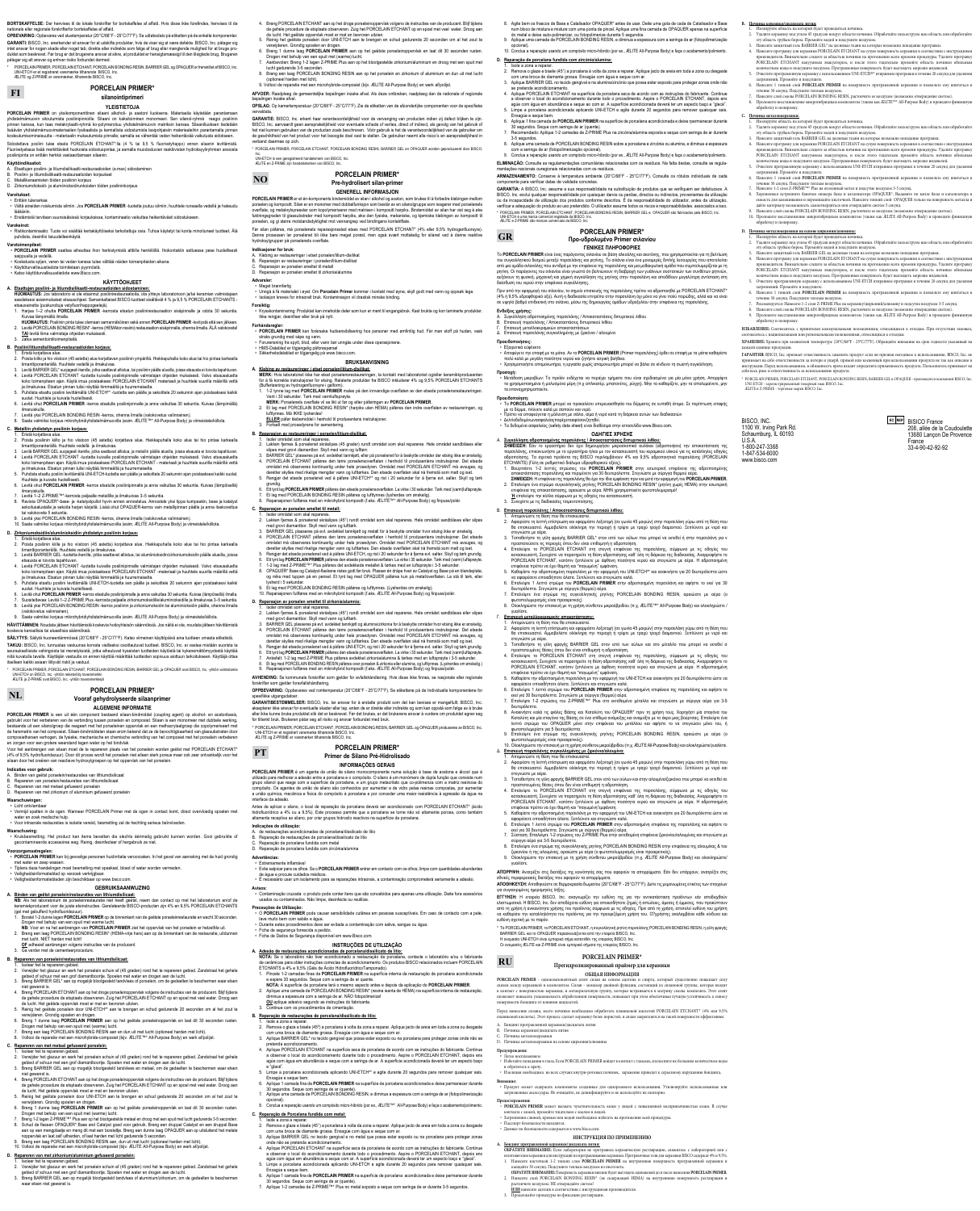**BORTSKAFFELSE:** Der henvises til de lokale forskrifter for bortskaffelse af affald. Hvis disse ikke forefindes, henvises til de nationale eller regionale forskrifter for bortskaffelse af affald.

**OPBEVARING:** Opbevares ved stuetemperatur (20°C/68°F - 25°C/77°F). Se udløbsdato på etiketten på de enkelte komponenter.

**GARANTI:** BISCO, Inc. erstatter ethvert produkt, der påvises at være defekt. BISCO, Inc. påtager sig intet ansvar for nogen skade eller noget tab, direkte eller indirekte som følge af brug eller manglende mulighed for at bruge produktet som beskrevet. Før brug er det brugerens ansvar at sikre, at produktet er hensigtsmæssigt til den tilsigtede brug. Brugeren påtager sig alt ansvar og enhver risiko forbundet dermed.

* PORCELAIN PRIMER, PORCELAIN ETCHANT, PORCELAIN BONDING RESIN, BARRIER GEL og OPAQUER er fremstillet af BISCO, Inc. UNI-ETCH er et registreret varemærke tilhørende BISCO, Inc. ÆLITE og Z-PRIME er varemærker, tilhørende BISCO, Inc.

# FI

## PORCELAIN PRIMER*
### silanointiprimeri

#### YLEISTIETOJA

**PORCELAIN PRIMER** on yksikomponenttinen silaani-aktiivinen ja asetoni liuoksena. Materiaalia käytetään parantamaan yhdistelmämuovin sitoutumista posliinipinnoilla. Silaani on kaksitoiminen monomeeri. Sen silaani-ryhmä reagoi posliinin pinnan kanssa, kun taas metakrylaatti-ryhmä ko-polymerisoituu yhdistelmämuovin matriisin kanssa. Silaanikäsitelyn lisäämä lisäävän yhdistelmämuovimateriaalien lisääminen ja kemiallista sidosmuotoa, lasikeraamiset posliinipinnoitteiden kovettumisen rinnalla.

Sidostettava posliini tulee etsata PORCELAIN ETCHANT™:lla (4 % tai 9,5 % fluorivetyhappo) ennen silaanin levittämistä. Fluorivetyhappo lisää mekaanista sidosaluetta, ja samalla muodostuvien reaktiivisten hydroksyyliryhmien ansiosta posliinipinta on entistä herkkä vastaanottamaan silaanin.

**Käyttöindikaatiot:**

A. Etsattujen posliini- ja litiumdisilikaatti-restauraatioiden (emax) sidostaminen
B. Posliini- ja litiumdisilikaatti-restauraatioiden korjaukset
C. Metallikeraamisten tiliden posliinin korjaus
D. Zirkoniumoksidi- ja aluminioksidirunkoisten tiiden posliinikorjaus

**Varoitukset:**

* Erittäin tulenarkaa
* Vältä aineiden roiskumista silmiin. Jos **PORCELAIN PRIMER** -tuotetta joutuu silmiin, huuhtele runsaalla vedellä ja hakeudu lääkäriin.
* Eristämätä tarvitaan suunnaisissaksi korjauksissa, kontaminaatio vaikuttaa heikentävästi sidostukseen.

**Varotoimet:**

* Riskikontaminaatio: Tuote voi sisältää kertakäyttöisiä tarkoitettuja osia. Tuhoa käytetyt tai koska minuutaset tuotteet. Älä puhdista, desinfioi tai uudelleenkäytä.

**Varotoimenpiteet:**

* **PORCELAIN PRIMER** saattaa aiheuttaa ihon herkistymistä allisille henkilöille. Ihokontaktin sattuessa pese huolellisesti saippualla ja vedellä.
* Koskeaksi syljen, veren tai veden kanssa tulee välttää niiden toimenpiteiden aikana.
* Käyttöturvallisuustiedote toimitetaan pyynnöstä.
* Katso käyttöturvallisuustiedote www.Bisco.com.

#### KÄYTTÖOHJEET

**A. Etsattujen posliini- ja litiumdisilikaatti-restauraatioiden sidostaminen:**

**HUOMAUTUS:** Jos laboratorio ei ole etsannut posliinirestauraatiota, ota yhteys laboratorioon ja/tai keramian valmistajaan asiaankuuluvien etsausohjeiden saamiseksi. Suositellaan BISCO-tuotteen tuottamaa 4 % ja 9,5 % PORCELAIN ETCHANTS -etsausainetta (puskuroitua vetyfluorihappogeeliä).

1. Pensele 1–2 ohutta **PORCELAIN PRIMER** -kerrosta etsattuun posliinirestauraation sisäpinnalle ja odota 30 sekuntia. Kuivaa lämpimällä ilmalla.
   **HUOMAUTUS:** Posliinin pinta tulee olemaan samannäköinen sekä ennen **PORCELAIN PRIMER** -levitystä että sen jälkeen.
2. Levitä **PORCELAIN BONDING RESIN** -kerros (HEMA:ton resiini) restauraation sisäpinnalle, ohenna ilmalla. ÄLÄ valokovetä!
   **TAI** sivelä sima valmistaja ohjeiden mukaisesti.
3. Jatka sementointitoimenpiteitä.

**B. Posliini/litiumdisilikaatti-restauraatioiden korjaus:**

1. Eristä korjattava alue.
2. Poista kiilto ja/tai reunoon (45 astetta) alue korjattavan posliinin ympäriltä. Hiekkapuhalla koko alue tai hio pintaa karkealla timanttiporanterällä. Huuhtele vedellä ja ilmakuivaa.
3. Levitä BARRIER GEL* suojageeli kertä-, johon asetetaan alkutaa, tai posliinin päälle aluelle, jossa etsausta ei toivota tapahtuvan.
4. Levitä PORCELAIN ETCHANT -tuotetta luvulle posliinipinnalle valmistajan ohjeiden mukaisesti. Vaikuttaa etsausaikaa koko toimenpiteen ajan. Käyt myös posliinaksesi PORCELAIN ETCHANT -materiaalia ja huuhtele vuutta mielellä vetää ja ilmakuivaa. Etsatun pinnan tulisi näyttää himmeällä ja huurremaiselta.
5. Puhdista etsattu posliini levittämällä UNI-ETCH™ -tuotetta sen päälle ja sekuntiksi 20 sekunnin ajan posliiniakaasi kaikki sudat. Huuhtele ja kuivaa huolellisesti.
6. Levitä ohut **PORCELAIN PRIMER** -kerros etsatulle posliinipinnalle ja anna vaikuttaa 30 sekuntia. Kuivaa (lämpimällä) ilmanuikulla.
7. Levitä PORCELAIN BONDING RESIN -kerros, ohenna ilmalla (valokovetus valinnainen).
8. Saata valmiiksi korjaus mikrohyödyhdistelmämuovilla (esim. ÆLITE™ All-Purpose Body) ja viimeistele/kiillota.

**C. Metallin yhdistetyn posliinin korjaus:**

1. Eristä korjattava alue.
2. Poista posliinin kiilto ja/tai viisiton (45 astetta) korjattava alue. Hiekkapuhalla koko alue tai hio pintaa karkealla timanttiporanterällä. Huuhtele vedellä ja ilmakuivaa.
3. Levitä BARRIER GEL suojageeli kertä-, johon asetetaan alkutaa, ja metallin päälle aluelle, jossa etsausta ei toivota tapahtuvan.
4. Levitä PORCELAIN ETCHANT -tuotetta luvulle posliinipinnalle valmistajan ohjeiden mukaisesti. Vaikuttaa etsausaikaa koko toimenpiteen ajan. Käyt myös posliinaksesi PORCELAIN ETCHANT -materiaalia ja huuhtele vuutta mielellä vetää ja ilmakuivaa. Etsatun pinnan tulisi näyttää himmeällä ja huurremaiselta.
5. Puhdista etsattu posliini levittämällä UNI-ETCH-tuotetta sen päälle ja sekuntiksi 20 sekunnin ajan posliiniakaasi kaikki sudat. Huuhtele ja kuivaa huolellisesti.
6. Levitä ohut **PORCELAIN PRIMER** -kerros etsatulle posliinipinnalle ja anna vaikuttaa 30 sekuntia. Kuivaa (lämpimällä) ilmanuikulla.
7. Levitä 1–2 Z-PRIME™ Plus -kerrosta paljaalle metallille ja ilmakuivaa 3–5 sekuntia.
8. Ravista OPAQUER*-base- ja -katalyyttiputkit hyvin ennen annostelua. Annostele yksi tippa kumpaakin, base ja katalyst sekoituskuvioidelle ja sekoita tasaisesti. Levitä ohut kerros vain metallipinnan päälle ja anna itsekovettua tai valokoveta 5 sekuntia.
9. Levitä ohut PORCELAIN BONDING RESIN -kerros, ohenna ilmalla (valokovetus valinnainen).
10. Saata valmiiksi korjaus mikrohyödyhdistelmämuovilla (esim. ÆLITE All-Purpose Body) ja viimeistele/kiillota.

**D. Zirkoniumoksidiin/aluminioksidiin yhdistetyn posliinin korjaus:**

1. Eristä korjattava alue.
2. Poista posliinin kiilto ja/tai viistoon (45 astetta) korjattava alue. Hiekkapuhalla koko alue tai hio pintaa karkealla timanttiporanterällä. Huuhtele vedellä ja ilmakuivaa.
3. Levitä BARRIER GEL -tuotetta kerrillä, johta asetetaan alkutaa, tai aluminioksidin/zirkoniumoksidin päälle aluelle, jossa etsausta ei toivota tapahtuvan.
4. Levitä PORCELAIN ETCHANT -tuotetta luvulle posliinipinnalle valmistajan ohjeiden mukaisesti. Vaikuttaa etsausaikaa koko toimenpiteen ajan. Käyt myös posliinaksesi PORCELAIN ETCHANT -materiaalia ja huuhtele vuutta mielellä vetää ja ilmakuivaa. Etsatun pinnan tulisi näyttää himmeällä ja huurremaiselta.
5. Puhdista etsattu posliini levittämällä UNI-ETCH-tuotetta sen päälle ja sekuntiksi 20 sekunnin ajan posliiniakaasi kaikki sudat. Huuhtele ja kuivaa huolellisesti.
6. Levitä ohut **PORCELAIN PRIMER** -kerros etsatulle posliinipinnalle ja anna vaikuttaa 30 sekuntia. Kuivaa (lämpimällä) ilmanuikulla.
7. Suositellavaa: Levitä 1–2 Z-PRIME Plus -kerrosta paljaalle zirkoniumoksidille/aluminioksidille ja ilmakuivaa 3–5 sekuntia.
8. Levitä yksi PORCELAIN BONDING RESIN -kerros posliinin ja zirkoniumoksidin tai aluminioksidin päälle ja ohenna ilmalla (valokovetus valinnainen).
9. Saata valmiiksi korjaus mikrohyödyhdistelmämuovilla (esim. ÆLITE All-Purpose Body) ja viimeistele/kiillota.

**HÄVITTÄMINEN:** Noudata jätteen hävittämistä koskevia hyväksyttyjä paikallisia määräyksiä. Jos niitä ei ole, noudata jätteen hävittämistä koskevia kansallisia tai alueellisia säännöksiä.

**SÄILYTYS:** Säilytä huoneenlämmössä (20°C/68°F - 25°C/77°F). Katso viimeinen käyttöpäivä sinä tuotteen omasta etiketistä.

**TAKUU:** BISCO, Inc. tunnustaa vastuunsa korvata viallisiksi osoittautuvat tuotteet. BISCO, Inc. ei vastaa mistään suorista tai epäsuorista vahingoista tai menetyksistä, jotka aiheutuvat tuotteen kuvatusta käytöstä tai kyvyttömyydestä käyttää tuotetta niiltä kuvatulla tavalla. Käyttäjän vastuulla on ennen käyttöä määrittää tuotteiden sopivuus aiottuun tarkoitukseen. Käyttäjä ottaa itselleen kaikki asiaan liittyvät riskit ja vastuut.

* PORCELAIN PRIMER, PORCELAIN ETCHANT, PORCELAIN BONDING RESIN, BARRIER GEL ja OPAQUER ovat BISCO, Inc. -yhtiön valmistamia. UNI-ETCH on BISCO, Inc. -yhtiön rekisteröity tavaramerkki. ÆLITE ja Z-PRIME ovat BISCO, Inc. -yhtiön tavaramerkkejä.

# NL

## PORCELAIN PRIMER*
### Vooraf gehydrolyseerde silaanprimer

#### ALGEMENE INFORMATIE

**PORCELAIN PRIMER** is een uit één component bestaand silaan-bindmiddel (coupling agent) op alcohol- en acetonbasis, gebruikt voor het verbeteren van de verbinding tussen porselein en composiet. Silaan is een monomeer met dubbele werking, bestaande uit een silaangroep die reageert met het porseleinen oppervlak en een methacrylaatgroep die copolymeriseert met de harsmatrix van het composiet. Silaan bevordert daarnaast silaan een betere bevochtiging van glaskeramische en/of composiethars verhogen, de fysieke, mechanische en chemische verbinding met het composiet met het porselein verbeteren en zorgen voor een grotere weerstand tegen water op het bindvlak.

Voor het aanbrengen van silaan moet de te repareren plaats van het porselein worden geëtst met PORCELAIN ETCHANT* (4% of 9,5% hydrofluorzuur). Door dit proces wordt het porselein niet alleen sterk ruw gemaakt, maar ook zal er over ontwikkelde voor het silaan door het creëren van reactieve hydroxylgroepen op het oppervlak van het porselein.

**Indicaties voor gebruik:**

A. Binden van geëtst porselein/restauraties van lithiumdisilicaat
B. Repareren van porselein/restauraties van lithiumdisilicaat
C. Repareren van met metaal gefuseerd porselein
D. Repareren van met zirkonium of aluminium gefuseerd porselein

**Waarschuwingen:**

* Licht ontvlambaar
* Vermijd spatten in de ogen. Wanneer PORCELAIN PRIMER met de ogen in contact komt, direct overvloedig spoelen met water en zoek medische hulp.
* Voor intraorale restauraties is isolatie vereist, besmetting zal de hechting sterk nadelige beïnvloeden.

**Waarschuwing:**

* Kruisbesmetting: Het product kan items bevatten die slechts éénmalig gebruikt kunnen worden. Gooi gebruikte of gecontamineerde accessoires weg. Reinig, desinfecteer of hergebruik ze niet.

**Voorzorgsmaatregelen:**

* **PORCELAIN PRIMER** kan bij gevoelige personen huidirritatie veroorzaken. In het geval van aanraking met de huid grondig met water en zeep wassen.
* Tijdens deze handelingen moet besmetting met speeksel, bloed of water worden vermeden.
* Veiligheidsinformatieblad op verzoek verkrijgbaar.
* Veiligheidsinformatiebladen zijn beschikbaar op www.bisco.com.

#### GEBRUIKSAANWIJZING

**A. Binden van geëtst porselein/restauraties van lithiumdisilicaat:**

**NB:** Als het laboratorium de porseleinrestauratie niet heeft geëtst, neem dan contact op met het laboratorium en/of de keramiekproducent voor de juiste etsinstructies. Geëtstaande BISCO-producten zijn 4% en 9,5% PORCELAIN ETCHANTS (gel met gebufferd hydrofluorzuur).

1. Borstel 1-2 dunne lagen **PORCELAIN PRIMER** op de binnenkant van de geëtste porseleinrestauratie en wacht 30 seconden. Droog met behulp van een spuit met warme lucht.
   **NB:** Voor en na het aanbrengen van **PORCELAIN PRIMER** zal het oppervlak van het porselein er hetzelfde uit.
2. Breng een laag PORCELAIN BONDING RESIN* (HEMA-vrije hars) aan op de binnenkant van de restauratie, uitdunnen met lucht. NIET harden met licht!
   **OF** adhesief aanbrengen volgens instructies van de producent.
3. Ga verder met de cementeerprocedure.

**B. Repareren van porselein/restauraties van lithiumdisilicaat:**

1. Isoleer het te repareren gebied.
2. Verwijder het glazuur en/of het porselein schuin af (45 graden) rond het te repareren gebied. Zandstraal het gehele gebied of schuur met een grof diamantboortje. Spoelen met water en drogen aan de lucht.
3. Breng BARRIER GEL* aan op mogelijk blootgestelde tandweefsel of porselein die beschermd moeten worden waar etsen niet gewenst is.
4. Breng PORCELAIN ETCHANT aan op het droge porseleinoppervlak volgens de instructies van de producent. Blijf tijdens de gehele procedure de etsplaats observeren. Zuig het PORCELAIN ETCHANT op en spoel met veel water. Droog aan de lucht. Het geëtste oppervlak moet er mat en bevroren uitzien.
5. Reinig het geëtste porselein door UNI-ETCH™ aan te brengen en gedurende 20 seconden om af het zuur te verwijderen. Grondig spoelen en drogen.
6. Breng 1 dunne laag **PORCELAIN PRIMER** aan op het geëtste porseleinoppervlak en laat dit 30 seconden rusten. Drogen met behulp van een spuit met (warme) lucht.
7. Breng een laag PORCELAIN BONDING RESIN aan en dun uit met lucht (optioneel harden met licht).
8. Voltooi de reparatie met een microhybride-composiet (bijv. ÆLITE™ All-Purpose Body) en werk af/polijst.

**C. Repareren van met metaal gefuseerd porselein:**

1. Isoleer het te repareren gebied.
2. Verwijder het glazuur en/of het porselein schuin af (45 graden) rond het te repareren gebied. Zandstraal het gehele gebied of schuur met een grof diamantboortje. Spoelen met water en drogen aan de lucht.
3. Breng BARRIER GEL aan op mogelijk blootgestelde tandweefsel en metaal, om de gedeelten te beschermen waar etsen niet gewenst is.
4. Breng PORCELAIN ETCHANT aan op het droge porseleinoppervlak volgens de instructies van de producent. Blijf tijdens de gehele procedure de etsplaats observeren. Zuig het PORCELAIN ETCHANT op en spoel met veel water. Droog aan de lucht. Het geëtste oppervlak moet er mat en bevroren uitzien.
5. Reinig het geëtste porselein door UNI-ETCH aan te brengen en gedurende 20 seconden om af het zuur te verwijderen. Grondig spoelen en drogen.
6. Breng 1 dunne laag **PORCELAIN PRIMER** aan op het geëtste porseleinoppervlak en laat dit 30 seconden rusten. Drogen met behulp van een spuit met (warme) lucht.
7. Breng 1-2 lagen Z-PRIME™ Plus aan op het blootgestelde metaal en droog met een spuit met lucht gedurende 3-5 seconden.
8. Schud de flessen OPAQUER* Base en Catalyst goed voor gebruik. Breng een druppel Catalyst en een druppel Base aan op een mengplaatje en meng dit met een borsteltje. Breng een dunne laag OPAQUER aan op uitsluitend het metalen reparatiegebied en laat het zelf uitharden, of laat harden met licht gedurende 5 seconden.
9. Breng een laag PORCELAIN BONDING RESIN aan, dun uit met lucht (optioneel harden met licht).
10. Voltooi de reparatie met een microhybride composiet (bijv. ÆLITE All-Purpose Body) en werk af/polijst.

**D. Repareren van met zirkonium/aluminium gefuseerd porselein:**

1. Isoleer het te repareren gebied.
2. Verwijder het glazuur en/of het porselein schuin af (45 graden) rond het te repareren gebied. Zandstraal het gehele gebied of schuur met een grof diamantboortje. Spoelen met water en drogen aan de lucht.
3. Breng BARRIER GEL aan op mogelijk blootgestelde tandweefsel of aluminium/zirkonium, om de gedeelten te beschermen waar etsen niet gewenst is.
4. Breng PORCELAIN ETCHANT aan op het droge porseleinoppervlak volgens de instructies van de producent. Blijf tijdens de gehele procedure de etsplaats observeren. Zuig het PORCELAIN ETCHANT op en spoel met veel water. Droog aan de lucht. Het geëtste oppervlak moet er mat en bevroren uitzien.
5. Reinig het geëtste porselein door UNI-ETCH aan te brengen en gedurende 20 seconden om af het zuur te verwijderen. Grondig spoelen en drogen.
6. Breng 1 dunne laag **PORCELAIN PRIMER** aan op het geëtste porseleinoppervlak en laat dit 30 seconden rusten. Drogen met behulp van een spuit met (warme) lucht.
7. Aanbevolen: Breng 1-2 lagen Z-PRIME Plus aan op het blootgestelde zirkonium/aluminiumoxide en droog met een spuit met lucht gedurende 3-5 seconden.
8. Breng een laag **PORCELAIN BONDING RESIN** aan op zowel het porselein als op het zirkonium of aluminium en dun uit met lucht (optioneel harden met licht).
9. Voltooi de reparatie met een microhybride-composiet (bijv. ÆLITE All-Purpose Body) en werk af/polijst.

**AFVOER:** Raadpleeg de gemeentelijke bepalingen inzake afval. Als deze ontbreken, raadpleeg dan de nationale of regionale bepalingen inzake afval.

**OPSLAG:** Op kamertemperatuur (20°C/68°F - 25°C/77°F). Zie de etiketten van de afzonderlijke componenten voor de specifieke vervaldata.

**GARANTIE:** BISCO, Inc. erkent haar verantwoordelijkheid voor de vervanging van producten indien zij defect blijken te zijn. BISCO, Inc. aanvaardt geen aansprakelijkheid voor eventuele schade of verlies, direct of indirect, die gevolg van het gebruik of het kunnen gebruiken van de producten zoals beschreven. Voor gebruik zal het de verantwoordelijkheid van de gebruiker om de geschiktheid van het product voor het beoogde doel vast te stellen. De gebruiker neemt alle risico's en aansprakelijkheid in verband daarmee op zich.

* PORCELAIN PRIMER, PORCELAIN ETCHANT, PORCELAIN BONDING RESIN, BARRIER GEL en OPAQUER worden geproduceerd door BISCO, Inc. UNI-ETCH is een geregistreerd handelsmerk van BISCO, Inc. ÆLITE en Z-PRIME zijn handelsmerken van BISCO, Inc.

# NO

## PORCELAIN PRIMER*
### Pre-hydrolisert silan-primer

#### GENERELL INFORMASJON

**PORCELAIN PRIMER** er et én-komponents bindemiddel av silan i alkohol og aceton, som brukes til å forbedre klebingen mellom porselen og kompositt. Silan er en monomer med dobbeltvirkning som består av en silangruppe som reagerer med porselenets overflate, og metakrylatgruppe som kopolymeriserer med matrisen i kompositt-harpiks. Bindemiddel av silan har vist seg å øke fuktningsegenskaper til glasskeramer med kompositt harpiks, øke den fysiske, mekaniske, og kjemiske klebingen av kompositt til porselen, og gi større motstandsdyktighet mot vannangrep ved bindingens grenseflate.

Før silan påføres, må porselenets reparasjonssted etses med PORCELAIN ETCHANT* (4% eller 9,5% hydrogenfluorsyre). Denne prosessen gir porselenet litt bare meget porøst, men også svært motiverende for silanet ved å danne reaktive hydroksylgrupper på porselenets overflate.

**Indikasjoner for bruk:**

A. Klebing av restaureringer i etset porselen/litium-disilikat
B. Reparasjon av restaureringer i porselen/litium-disilikat
C. Reparasjon av porselen smeltet til metall
D. Reparasjon av porselen smeltet til zirkonia/aluminia

**Advarsler:**

* Meget brannfarlig
* Unngå å få materialet i øyet. Om **Porcelain Primer** kommer i kontakt med øyne, skyll godt med vann og oppsøk lege.
* Isolasjon kreves for intraorale bruk. Kontaminasjon vil drastisk minske binding.

**Forsiktig:**

* Krysskontaminering: Produktet kan inneholde deler som kun er ment til engangsbruk. Kast brukte og kontaminerte produkter. Ikke rengjør, desinfiser eller bruk på nytt.

**Forholdsregler:**

* **PORCELAIN PRIMER** kan forårsake hudsensibilisering hos personer med ømfintlig hud. Får man stoff på huden, vask straks grundig med såpe og vann.
* Forurensning fra spytt, blod, eller vann bør unngås under disse operasjonene.
* HMS-Datablad er tilgjengelig påforespørsel
* Sikkerhetsdatablad er tilgjengelig på www.bisco.com.

#### BRUKSANVISNING

**A. Klebing av restaureringer i etset porselen/litium-disilikat:**

**MERK:** Hvis laboratoriet ikke har etset porselensrestaureringen, ta kontakt med laboratoriet og/eller keramikkprodusenten for å få korrekte instruksjoner for etsing. Relaterte produkter fra BISCO inkluderer 4% og 9,5% PORCELAIN ETCHANTS (Bufferholdning av hydrogenfluorsyre i gelform).

1. 1-2 tynne lag med **PORCELAIN PRIMER** males på den innvendige overflaten av den etsede porselensrestaureringen. Vent i 30 sekunder. Tørk med varmluftsprøyte.
   **MRK:** Porselenets overflate vil se likt ut før og etter påføringen av **PORCELAIN PRIMER**.
2. Et lag med PORCELAIN BONDING RESIN* (harpiks uten HEMA) påføres den indre overflaten av restaureringen, og lufttynnes. Må IKKE lysherdes!
   **ELLER** påfør bindemiddel i henhold til produsentens instruksjoner.
3. Fortsett med prosedyrene for sementering.

**B. Reparasjon av restaureringer i porselen/litium-disilikat:**

1. Isoler området som skal repareres.
2. Lakken fjernes & porselenet skråslipes (45 grader) rundt området som skal repareres. Hele området sandblåses eller slipes med grovt diamantbor. Skyll med vann og lufttørk.
3. BARRIER GEL* plasseres på evt. avdekket tannkjøtt og porselen for å beskytte områder hvor etsing ikke er ønsket.
4. PORCELAIN ETCHANT påføres den tørre porselensoverflaten i henhold til produsentens instruksjoner. Det etsede området må observeres kontinuerlig under hele prosedyren. Området med PORCELAIN ETCHANT må avsuges, og deretter skylles med rikelige mengder vann og lufttørkes. Den etsede overflaten skal ha frostaktig matt utseende.
5. Rengjør det etsede porselenet ved å påføre UNI-ETCH™ og ri i 20 sekunder for å fjerne evt. salter. Skyll og tørk grundig.
6. Et tynt lag **PORCELAIN PRIMER** påføres den etsede porselensoverflaten. La virke i 30 sekunder. Tørk med (varm) luftsprøyte.
7. Et lag med PORCELAIN BONDING RESIN påføres og lufttynnes (Lysherdes om ønskelig).
8. Reparasjonen fullføres med en mikrohybrid kompositt (f.eks. ÆLITE™ All-Purpose Body) og finpuss/polér.

**C. Reparasjon av porselen smeltet til metall:**

1. Isoler området som skal repareres.
2. Lakken fjernes & porselenet skråslipes (45 grader) rundt området som skal repareres. Hele området sandblåses eller slipes med grovt diamantbor. Skyll med vann og lufttørk.
3. BARRIER GEL plasseres på evt. avdekket tannkjøtt og metall for å beskytte områder hvor etsing ikke er ønsket.
4. PORCELAIN ETCHANT påføres den tørre porselensoverflaten i henhold til produsentens instruksjoner. Det etsede området må observeres kontinuerlig under hele prosedyren. Området med PORCELAIN ETCHANT må avsuges, og deretter skylles med rikelige mengder vann og lufttørkes. Den etsede overflaten skal ha frostaktig matt utseende.
5. Rengjør det etsede porselenet ved å påføre UNI-ETCH, og ri i 20 sekunder for å fjerne evt. salter. Skyll og tørk grundig.
6. Et tynt lag **PORCELAIN PRIMER** påføres den etsede porselensoverflaten. La virke i 30 sekunder. Tørk med (varm) luftsprøyte.
7. 1-2 lag med Z-PRIME™ Plus påføres det avdekkede metallet & tørkes med en luftsprøyte i 3-5 sekunder.
8. OPAQUER* Base og Catalyst-flaskene ristes godt før bruk. En dråpe hver av Catalyst og Base påføres blandeplate, og miks med spatel på en pensel. Et tynt lag med OPAQUER påføres kun på metalloverflaten. La stå å la herde, eller lysherd i 5 sekunder.
9. Et lag med PORCELAIN BONDING RESIN påføres og lufttynnes. (Lysherdes om ønskelig).
10. Reparasjonen fullføres med en mikrohybrid kompositt (f.eks. ÆLITE All-Purpose Body) og finpuss/polér.

**D. Reparasjon av porselen smeltet til zirkonia/aluminia:**

1. Isoler området som skal repareres.
2. Lakken fjernes & porselenet skråslipes (45 grader) rundt området som skal repareres. Hele området sandblåses eller slipes med grovt diamantbor. Skyll med vann og lufttørk.
3. BARRIER GEL plasseres på evt. avdekket tannkjøtt og aluminia/zirkonia for å beskytte områder hvor etsing ikke er ønsket.
4. PORCELAIN ETCHANT påføres den tørre porselensoverflaten i henhold til produsentens instruksjoner. Det etsede området må observeres kontinuerlig under hele prosedyren. Området med PORCELAIN ETCHANT må avsuges, og deretter skylles med rikelige mengder vann og lufttørkes. Den etsede overflaten skal ha frostaktig matt utseende.
5. Rengjør det etsede porselenet ved å påføre UNI-ETCH, og ri i 20 sekunder for å fjerne evt. salter. Skyll og tørk grundig.
6. Et tynt lag **PORCELAIN PRIMER** påføres den etsede porselensoverflaten. La virke i 30 sekunder. Tørk med (varm) luftsprøyte.
7. Anbefalt: 1-2 lag med Z-PRIME Plus påføres avdekkede zirkonia/aluminia & tørkes med en luftsprøyte i 3-5 sekunder.
8. Et lag med PORCELAIN BONDING RESIN påføres over porselen & zirkonia eller aluminia, og lufttynnes. (Lysherdes om ønskelig).
9. Reparasjonen fullføres med en mikrohybrid kompositt (f.eks. ÆLITE All-Purpose Body) og finpuss/polér.

**AVHENDING:** Se kommunale forskrifter som gjelder for avfallshåndtering. Hvis disse ikke finnes, se nasjonale eller regionale forskrifter som gjelder forsavfallshåndtering.

**OPPBEVARING:** Oppbevares ved romtemperatur (20°C/68°F - 25°C/77°F). Se etikettene på de individuelle komponentene for spesifikke utgangsdatoer.

**GARANTIERKLÆRINGER:** BISCO, Inc. tar ansvar for å erstatte produkt som det kan bevises er mangelfullt. BISCO, Inc. aksepterer ikke ansvar for eventuelle skader eller tap, enten det er direkte eller indirekte og som kan oppstå som følge av bruk eller ikke kunne bruke produktet slik det er beskrevet. Før det brukes, er det brukerens ansvar å vurdere om produktet egner seg for tiltenkt bruk. Brukeren påtar seg all risiko og ansvar forbundet med bruk.

* PORCELAIN PRIMER, PORCELAIN ETCHANT, PORCELAIN BONDING RESIN, BARRIER GEL og OPAQUER produseres av BISCO, Inc. UNI-ETCH er et registrert varemerke tilhørende BISCO, Inc. ÆLITE og Z-PRIME er varemerker tilhørende BISCO, Inc.

# PT

## PORCELAIN PRIMER*
### Primer de Silano Pré-Hidrolisado

#### INFORMAÇÕES GERAIS

**PORCELAIN PRIMER** é um agente de união de silano monocomponente numa solução à base de acetona e álcool que é utilizado para melhorar a adesão entre a porcelana e o compósito. O silano é um monómero de dupla função que consiste num grupo silanol que reage com a superfície da porcelana, e um grupo metacrilato que co-polimeriza com a matriz resinosa do compósito. Os agentes de união de silano são conhecidos por aumentar a molhabilidade da cerâmica de vidro pela resina compósita, por aumentar a união química, mecânica e física do compósito à porcelana e por conceder uma maior resistência à agressão da água na interface da adesão.

Antes de aplicar o silano, o local de reparação da porcelana deverá ser acondicionado com PORCELAIN ETCHANT* (ácido hidrofluorídrico a 4% ou a 9,5%). Este processo permite que a porcelana se torne não só altamente porosa, como também altamente receptiva ao silano, por criar grupos hidroxilo reactivos na superfície da porcelana.

**Indicações de utilização:**

A. Adesão de restaurações acondicionadas de porcelana/dissilicato de lítio
B. Reparação de restaurações de porcelana/dissilicato de lítio
C. Reparação de porcelana fundida com metal
D. Reparação de porcelana fundida com zircónia/alumina

**Avisos:**

* Extremamente inflamável
* Evite salpicar para os olhos. Se o **PORCELAIN PRIMER** entrar em contacto com os olhos, limpe com quantidades abundantes de água e procure cuidados médicos.
* É necessário usar um isolamento para as reparações intraorais, a contaminação comprometerá seriamente a adesão.

**Aviso:**

* Contaminação cruzada: o produto pode conter itens que são concebidos para uma única utilização. Deite fora acessórios usados ou contaminados. Não limpe, desinfecte ou reutilize.

**Precauções de Utilização:**

* **PORCELAIN PRIMER** pode causar sensibilidade cutânea em pessoas susceptíveis. Em caso de contacto com a pele, lave muito bem com sabão e água.
* Durante estes procedimentos deve ser evitada a contaminação com saliva, sangue ou água.
* Ficha de segurança fornecida a pedido.
* Fichas de Dados de Segurança disponível em www.Bisco.com.

#### INSTRUÇÕES DE UTILIZAÇÃO

**A. Adesão de restaurações acondicionadas de porcelana/dissilicato de lítio:**

**NOTA:** Se o laboratório não tiver acondicionado a restauração de porcelana, contacte o laboratório e/ou o fabricante de cerâmicas para obter instruções correctas de acondicionamento. Os produtos BISCO relacionados incluem PORCELAIN ETCHANTS a 4% e 9,5% (Gela de Ácido Hidrofluorídrico Tamponado).

1. Pincele 1-2 camadas finas de **PORCELAIN PRIMER** na superfície interna da restauração de porcelana acondicionada e espere 30 segundos. Seque com a seringa de ar quente.
   **NOTA:** A superfície da porcelana terá o mesmo aspecto antes e depois da aplicação do **PORCELAIN PRIMER**.
2. Aplique uma camada de PORCELAIN BONDING RESIN* (resina isenta de HEMA) na superfície interna da restauração, diminua a espessura com a seringa de ar. NÃO fotopolimerize!
   **OU** aplique adesivo segundo as instruções do fabricante.
3. Continue com os procedimentos de cimentação.

**B. Reparação de restaurações de porcelana/dissilicato de lítio:**

1. Isole a zona a reparar.
2. Remova o glaze e bisele (45°) a porcelana à volta da zona a reparar. Aplique jacto de areia em toda a zona ou desgaste com uma broca de diamante grossa. Enxague com água e seque com ar.
3. Aplique BARRIER GEL* no tecido gengival e/ou porcelana expostos para proteger zonas onde não se pretende acondicionamento.
4. Aplique PORCELAIN ETCHANT na superfície da porcelana seca de acordo com as instruções do fabricante. Continue a observar o local do acondicionamento durante todo o procedimento. Aspire o PORCELAIN ETCHANT, depois enxague com água em abundância e seque com o ar. A superfície acondicionada deverá ter um aspecto baço e "glacê".
5. Limpe a porcelana acondicionada aplicando UNI-ETCH™ e agite durante 20 segundos para remover quaisquer sais. Enxague e seque bem.
6. Aplique 1 camada fina de **PORCELAIN PRIMER** na superfície de porcelana acondicionada e deixe permanecer durante 30 segundos. Seque com seringa de ar (quente).
7. Aplique uma camada de PORCELAIN BONDING RESIN, diminua a espessura com a seringa de ar (fotopolimerização opcional).
8. Conclua a reparação usando um compósito micro-híbrido (por ex., ÆLITE™ All-Purpose Body) e faça o acabamento/polimento.

**C. Reparação de Porcelana fundida com metal:**

1. Isole a zona a reparar.
2. Remova o glaze e bisele (45°) a porcelana à volta da zona a reparar. Aplique jacto de areia em toda a zona ou desgaste com uma broca de diamante grossa. Enxague com água e seque com ar.
3. Aplique BARRIER GEL no tecido gengival e no metal expostos para proteger zonas onde não se pretende acondicionamento.
4. Aplique PORCELAIN ETCHANT na superfície seca da porcelana de acordo com as instruções do fabricante. Continue a observar o local do acondicionamento durante todo o procedimento. Aspire o PORCELAIN ETCHANT, depois enxague com água em abundância e seque com o ar. A superfície acondicionada deverá ter um aspecto baço e "glacê".
5. Limpe a porcelana acondicionada aplicando UNI-ETCH e agite durante 20 segundos para remover quaisquer sais. Enxague e seque bem.
6. Aplique 1 camada fina de **PORCELAIN PRIMER** na superfície de porcelana acondicionada e deixe permanecer durante 30 segundos. Seque com seringa de ar (quente).
7. Aplique 1-2 camadas de Z-PRIME™ Plus no metal exposto e seque com seringa de ar durante 3-5 segundos.
8. Agite bem os frascos de Base e Catalisador OPAQUER* antes de usar. Deite uma gota de Catalisador e Base num bloco de mistura e misture com uma ponta de pincel. Aplique uma fina camada de OPAQUER apenas na superfície do metal e deixe auto-polimerizar, ou fotopolimerize durante 5 segundos.
9. Aplique uma camada de PORCELAIN BONDING RESIN, diminua a espessura com a seringa de ar (fotopolimerização opcional).
10. Conclua a reparação usando um compósito micro-híbrido (por ex., ÆLITE All-Purpose Body) e faça o acabamento/polimento.

**D. Reparação de porcelana fundida com zircónia/alumina:**

1. Isole a zona a reparar.
2. Remova o glaze e bisele (45°) a porcelana à volta da zona a reparar. Aplique jacto de areia em toda a zona ou desgaste com uma broca de diamante grossa. Enxague com água e seque com ar.
3. Aplique BARRIER GEL no tecido gengival e na alumina/zircónia pouco possa estar exposto para proteger zonas onde não se pretende acondicionamento.
4. Aplique PORCELAIN ETCHANT na superfície da porcelana seca de acordo com as instruções do fabricante. Continue a observar o local do acondicionamento durante todo o procedimento. Aspire o PORCELAIN ETCHANT, depois enxague com água em abundância e seque com o ar. A superfície acondicionada deverá ter um aspecto baço e "glacê".
5. Limpe a porcelana acondicionada aplicando UNI-ETCH e agite durante 20 segundos para remover quaisquer sais. Enxague e seque bem.
6. Aplique 1 fina camada de **PORCELAIN PRIMER** na superfície de porcelana acondicionada e deixe permanecer durante 30 segundos. Seque com seringa de ar (quente).
7. Recomendado: Aplique 1-2 camadas de **Z-PRIME** Plus na zircónia/alumina exposta e seque com seringa de ar durante 3-5 segundos.
8. Aplique uma camada de PORCELAIN BONDING RESIN sobre a porcelana e zircónia ou alumina, e diminua a espessura com a seringa de ar (fotopolimerização opcional).
9. Conclua a reparação usando um compósito micro-híbrido (por ex., ÆLITE All-Purpose Body) e faça o acabamento/polimento.

**ELIMINAÇÃO:** Consulte as regulamentações comunitárias relacionadas com os resíduos. Na falta destas, consulte as regulamentações nacionais ou regionais relacionadas com os resíduos.

**ARMAZENAMENTO:** Conserve à temperatura ambiente (20°C/68°F - 25°C/77°F). Consulte os rótulos individuais de cada componente para verificar datas de validade concretas.

**GARANTIA:** A BISCO, Inc. assume a sua responsabilidade na substituição de produtos que se verifiquem ser defeituosos. A BISCO, Inc. recusa qualquer responsabilidade por danos causados ou perdas, directos ou indirectos, provenientes da utilização ou da incapacidade de utilização dos produtos conforme descritos. É da responsabilidade do utilizador, antes da utilização, verificar a adequação do produto ao uso pretendido. O utilizador assume todos os riscos e responsabilidades, associados a isso.

* PORCELAIN PRIMER, PORCELAIN ETCHANT, PORCELAIN BONDING RESIN, BARRIER GEL e OPAQUER são fabricados pela BISCO, Inc. UNI-ETCH é uma marca comercial registada da BISCO, Inc. ÆLITE e Z-PRIME são marcas comerciais da BISCO, Inc.

# GR

## PORCELAIN PRIMER*
### Προ-υδρολυμένο Primer σιλανίου

#### ΓΕΝΙΚΕΣ ΠΛΗΡΟΦΟΡΙΕΣ

Το **PORCELAIN PRIMER** είναι ένας παράγοντας σύζευξης σιλανίου ενός συστατικού σε διάλυμα αλκοόλης και ακετόνης, που χρησιμοποιείται για τη βελτίωση του συγκολλητικού δεσμού μεταξύ πορσελάνης και ρητίνης. Το σιλάνιο είναι ένα μονομερές διπλής λειτουργίας που αποτελείται από μια ομάδα σιλανόλης που αντιδρά με την επιφάνεια της πορσελάνης και μια μεθακρυλική ομάδα που συμπολυμερίζεται με τη ρητίνη. Οι παράγοντες του σιλανίου είναι γνωστό ότι βελτιώνουν τη διαβροχή των υαλώδων κεραμικών των συνθέτων ρητινών, αυξάνουν τη χημική, μηχανική και φυσική σύνδεση της ρητίνης στην πορσελάνη και παρέχουν μεγαλύτερη αντίσταση στη διάβρωση του νερού στην επιφάνεια συγκόλλησης.

Πριν από την εφαρμογή του σιλανίου, το σημείο επισκευής της πορσελάνης πρέπει να αδροποιηθεί με PORCELAIN ETCHANT* (4% ή 9,5% υδροφθορικό οξύ). Αυτή η διαδικασία επιτρέπει στην πορσελάνη όχι μόνο να γίνει πολύ πορώδης, αλλά και να είναι εξαιρετικά δεκτική στο σιλάνιο, μέσω της δημιουργίας ομάδων υδροξυλίου στην επιφάνεια της πορσελάνης.

**Ενδείξεις χρήσης:**

A. Συγκόλληση αδροποιημένης πορσελάνης / Αποκαταστάσεις διπυριτικού λιθίου
B. Επισκευή πορσελάνης / Αποκαταστάσεις διπυριτικού λιθίου
C. Επισκευή μεταλλοκεραμικών αποκαταστάσεων
D. Επισκευή πορσελάνης συγκολλημένης με ζιρκόνιο / αλουμίνα

**Προειδοποιήσεις:**

* Εξαιρετικά εύφλεκτο
* Αποφύγετε την επαφή με τα μάτια. Αν το **PORCELAIN PRIMER** (Primer πορσελάνης) έρθει σε επαφή με τα μάτια καθαρίστε πολύ καλά με μεγάλη ποσότητα νερού και ζητήστε ιατρική βοήθεια.
* Χρειάζεται απομόνωση για τις ενδοστοματικές επισκευές, η μόλυνση θα μειώσει σημαντικά τη συγκόλληση.

**Προσοχή:**

* Μετάδοση μικροβίων: Το προϊόν ενδέχεται να περιέχει τμήματα που είναι σχεδιασμένα για μία μόνο χρήση. Απορρίψτε τα χρησιμοποιημένα ή μολυσμένα μέρη. Μην τα καθαρίζετε, μην τα απολυμαίνετε, μην τα επαναχρησιμοποιείτε.

**Προφυλάξεις:**

* Το **PORCELAIN PRIMER** μπορεί να προκαλέσει ευαισθητοποίηση του δέρματος σε ευπαθή άτομα. Σε περίπτωση επαφής με το δέρμα, πλύνετε καλά με σαπούνι και νερό.
* Πρέπει να αποφεύγεται η μόλυνση με σάλιο, αίμα ή νερό κατά τη διάρκεια αυτών των διαδικασιών.
* Δελτίο δεδομένων ασφάλειας διατίθεται κατόπιν αιτήσεως.
* Τα δελτία δεδομένων ασφαλείας είναι διαθέσιμα στην ιστοσελίδα www.Bisco.com.

#### ΟΔΗΓΙΕΣ ΧΡΗΣΗΣ

**A. Συγκόλληση αδροποιημένης πορσελάνης / Αποκαταστάσεις διπυριτικού λιθίου:**

**ΣΗΜΕΙΩΣΗ:** Εάν το εργαστήριο δεν έχει δημιουργήσει χαράγματα στην πορσελάνη αποκατάσταση, επικοινωνήστε με το εργαστήριο ή/και με τον κατασκευαστή των κεραμικών για τις κατάλληλες οδηγίες αδροποίησης. Τα σχετικά προϊόντα της BISCO περιλαμβάνουν 4% και 9,5% PORCELAIN ETCHANTS (Γέλη ρυθμισμένου υδροφθορικού οξέος).

1. Βουρτσίστε 1-2 λεπτές στρώσεις του **PORCELAIN PRIMER** στην εσωτερική επιφάνεια της αδροποιημένης αποκατάστασης πορσελάνης και περιμένετε για 30 δευτερόλεπτα. Στεγνώστε με σύριγγα θερμού αέρα.
   **ΣΗΜΕΙΩΣΗ:** Η επιφάνεια της πορσελάνης θα έχει την ίδια εμφάνιση πριν και μετά την εφαρμογή του **PORCELAIN PRIMER**.
2. Επαλείψτε ένα στρώμα συγκολλητικής ρητίνης PORCELAIN BONDING RESIN* (ρητίνη χωρίς HEMA) στην εσωτερική επιφάνεια της αποκατάστασης, αραιώστε με αέρα. ΜΗΝ φωτοπολυμερίζετε!
   **Ή** εφαρμόστε την κόλλα σύμφωνα με τις οδηγίες του κατασκευαστή.
3. Συνεχίστε με τις διαδικασίες τσιμεντοποίησης.

**B. Επισκευή πορσελάνης / Αποκαταστάσεις διπυριτικού λιθίου:**

1. Απομονώστε τη θέση που θα επισκευαστεί.
2. Αφαιρέστε τη λεπτή επιστρώση και αμβλύνετε λοξότομή (σε γωνία 45 μοιρών) στην πορσελάνη γύρω από τη θέση που θα επισκευαστεί. Αμμοβολίστε ολόκληρη την περιοχή ή τρίψτε με τραχύ τροχό διαμαντιού. Ξεπλύνετε με νερό και στεγνώστε με αέρα.
3. Τοποθετήστε τη γέλη φραγής BARRIER GEL* στον ιστό των ούλων που μπορεί να εκτεθεί ή στην πορσελάνη για να προστατεύσετε τις περιοχές όπου δεν είναι επιθυμητή η αδροποίηση.
4. Επαλείψτε το PORCELAIN ETCHANT στην στεγνή επιφάνεια της πορσελάνης, σύμφωνα με τις οδηγίες του κατασκευαστή. Συνεχίστε να παρατηρείτε τη θέση αδροποίησης καθ' όλη τη διάρκεια της διαδικασίας. Αναρροφήστε το PORCELAIN ETCHANT, κατόπιν ξεπλύνετε με άφθονη ποσότητα νερού και στεγνώστε με αέρα. Η αδροποιημένη επιφάνεια πρέπει να έχει θαμπή και "παγωμένη" εμφάνιση.
5. Καθαρίστε την αδροποιημένη πορσελάνη με την εφαρμογή του UNI-ETCH™ και ανακινήστε για 20 δευτερόλεπτα ώστε να αφαιρέσετε οποιαδήποτε άλατα. Ξεπλύνετε και στεγνώστε καλά.
6. Επαλείψτε 1 λεπτό στρώμα του **PORCELAIN PRIMER** στην αδροποιημένη επιφάνεια της πορσελάνης και αφήστε το για 30 δευτερόλεπτα. Στεγνώστε με σύριγγα (θερμού) αέρα.
7. Επαλείψτε ένα στρώμα της συγκολλητικής ρητίνης PORCELAIN BONDING RESIN, αραιώστε με αέρα (ο φωτοπολυμερισμός είναι προαιρετικός).
8. Ολοκληρώστε την επισκευή με τη χρήση σύνθετου μικροϋβριδίου (π.χ. ÆLITE™ All-Purpose Body) και φινίρετε/γυαλίστε.

**C. Επισκευή μεταλλοκεραμικών αποκαταστάσεων:**

1. Απομονώστε τη θέση που θα επισκευαστεί.
2. Αφαιρέστε τη λεπτή επιστρώση και αμβλύνετε λοξότομή (σε γωνία 45 μοιρών) στην πορσελάνη γύρω από τη θέση που θα επισκευαστεί. Αμμοβολίστε ολόκληρη την περιοχή ή τρίψτε με τραχύ τροχό διαμαντιού. Ξεπλύνετε με νερό και στεγνώστε με αέρα.
3. Τοποθετήστε τη γέλη φραγής BARRIER GEL στον ιστό των ούλων και στο μέταλλο που μπορεί να εκτεθεί ώστε να προστατεύσετε τις περιοχές όπου δεν είναι επιθυμητή η αδροποίηση.
4. Επαλείψτε το PORCELAIN ETCHANT στην στεγνή επιφάνεια της πορσελάνης, σύμφωνα με τις οδηγίες του κατασκευαστή. Συνεχίστε να παρατηρείτε τη θέση αδροποίησης καθ' όλη τη διάρκεια της διαδικασίας. Αναρροφήστε το PORCELAIN ETCHANT, κατόπιν ξεπλύνετε με άφθονη ποσότητα νερού και στεγνώστε με αέρα. Η αδροποιημένη επιφάνεια πρέπει να έχει θαμπή και "παγωμένη" εμφάνιση.
5. Καθαρίστε την αδροποιημένη πορσελάνη με την εφαρμογή του UNI-ETCH και ανακινήστε για 20 δευτερόλεπτα ώστε να αφαιρέσετε οποιαδήποτε άλατα. Ξεπλύνετε και στεγνώστε καλά.
6. Επαλείψτε 1 λεπτό στρώμα του **PORCELAIN PRIMER** στην αδροποιημένη επιφάνεια της πορσελάνης και αφήστε το για 30 δευτερόλεπτα. Στεγνώστε με σύριγγα (θερμού) αέρα.
7. Επαλείψτε 1-2 στρώσεις Z-PRIME™ Plus στο εκτεθειμένο μέταλλο και στεγνώστε με σύριγγα αέρα για 3-5 δευτερόλεπτα.
8. Ανακινήστε καλά τις φιάλες Βάσης και Καταλύτη του OPAQUER* πριν τη χρήση τους. Χορηγήστε μία σταγόνα του Καταλύτη και μία σταγόνα της Βάσης σε ένα επίθεμα ανάμιξης και αναμίξτε με το άκρο μιας βούρτσας. Επαλείψτε ένα λεπτό στρώμα του OPAQUER μόνο στην επιφάνεια του μετάλλου και αφήστε το να αυτοπολυμεριστεί ή φωτοπολυμερίστε για 5 δευτερόλεπτα.
9. Επαλείψτε ένα στρώμα της συγκολλητικής ρητίνης PORCELAIN BONDING RESIN, αραιώστε με αέρα (ο φωτοπολυμερισμός είναι προαιρετικός).
10. Ολοκληρώστε την επισκευή με τη χρήση σύνθετου μικροϋβριδίου (π.χ. ÆLITE All-Purpose Body) και φινίρετε/γυαλίστε.

**D. Επισκευή πορσελάνης συγκολλημένης με ζιρκόνιο/αλουμίνα:**

1. Απομονώστε τη θέση που θα επισκευαστεί.
2. Αφαιρέστε τη λεπτή επιστρώση και αμβλύνετε λοξότομή (σε γωνία 45 μοιρών) στην πορσελάνη γύρω από τη θέση που θα επισκευαστεί. Αμμοβολίστε ολόκληρη την περιοχή ή τρίψτε με τραχύ τροχό διαμαντιού. Ξεπλύνετε με νερό και στεγνώστε με αέρα.
3. Τοποθετήστε τη γέλη φραγής BARRIER GEL στον ιστό των ούλων και στην αλουμίνα/ζιρκόνιο που μπορεί να εκτεθεί ώστε να προστατεύσετε τις περιοχές όπου δεν είναι επιθυμητή η αδροποίηση.
4. Επαλείψτε το PORCELAIN ETCHANT στην στεγνή επιφάνεια της πορσελάνης, σύμφωνα με τις οδηγίες του κατασκευαστή. Συνεχίστε να παρατηρείτε τη θέση αδροποίησης καθ' όλη τη διάρκεια της διαδικασίας. Αναρροφήστε το PORCELAIN ETCHANT, κατόπιν ξεπλύνετε με άφθονη ποσότητα νερού και στεγνώστε με αέρα. Η αδροποιημένη επιφάνεια πρέπει να έχει θαμπή και "παγωμένη" εμφάνιση.
5. Καθαρίστε την αδροποιημένη πορσελάνη με την εφαρμογή του UNI-ETCH και ανακινήστε για 20 δευτερόλεπτα ώστε να αφαιρέσετε οποιαδήποτε άλατα. Ξεπλύνετε και στεγνώστε καλά.
6. Επαλείψτε 1 λεπτό στρώμα του **PORCELAIN PRIMER** στην αδροποιημένη επιφάνεια της πορσελάνης και αφήστε το για 30 δευτερόλεπτα. Στεγνώστε με σύριγγα (θερμού) αέρα.
7. Συστάση: Επαλείψτε 1-2 στρώσεις του **Z-PRIME** Plus στην εκτεθειμένη επιφάνεια ζιρκονίου/αλουμίνας και στεγνώστε με σύριγγα αέρα για 3-5 δευτερόλεπτα.
8. Επαλείψτε ένα στρώμα συγκολλητικής ρητίνης PORCELAIN BONDING RESIN στην επιφάνεια της πορσελάνης & του ζιρκονίου ή της αλουμίνας, αραιώστε με αέρα (ο φωτοπολυμερισμός είναι προαιρετικός).
9. Ολοκληρώστε την επισκευή με τη χρήση σύνθετου μικροϋβριδίου (π.χ. ÆLITE All-Purpose Body) και φινίρετε/γυαλίστε.

**ΑΠΟΡΡΙΨΗ:** Ανατρέξτε στις διατάξεις της κοινότητας σας που αφορούν τα απορρίμματα. Εάν δεν υπάρχουν, ανατρέξτε στις εθνικές περιφερειακές διατάξεις που αφορούν τα απορρίμματα.

**ΑΠΟΘΗΚΕΥΣΗ:** Αποθηκεύστε σε θερμοκρασία δωματίου (20°C/68°F - 25°C/77°F). Δείτε τις μεμονωμένες ετικέτες των στοιχείων για συγκεκριμένες ημερομηνίες λήξης.

**ΕΓΓΥΗΣΗ:** Η εταιρεία BISCO, Inc. αναγνωρίζει την ευθύνη της για την αντικατάσταση προϊόντων εάν αποδειχθούν ελαττωματικά. Η BISCO, Inc. δεν αποδέχεται ευθύνη για οποιαδήποτε ζημιά ή απώλεια, άμεση ή έμμεση, που προκύπτουν από τη χρήση ή ανικανότητα χρήσης των προϊόντων σύμφωνα με τις οδηγίες. Πριν από τη χρήση, αποτελεί ευθύνη του χρήστη να καθορίσει την καταλληλότητα του προϊόντος για την προοριζόμενη χρήση του. Ο χρήστης αναλαμβάνει κάθε κίνδυνο και ευθύνη σχετική με την χρήση.

* Το PORCELAIN PRIMER, το PORCELAIN ETCHANT, η συγκολλητική ρητίνη πορσελάνης PORCELAIN BONDING RESIN, η γέλη φραγής BARRIER GEL και το OPAQUER παρασκευάζονται από την εταιρεία BISCO, Inc. Η ονομασία UNI-ETCH είναι εμπορικό σήμα κατατεθέν της εταιρείας BISCO, Inc. Οι ονομασίες ÆLITE και Z-PRIME είναι εμπορικά σήματα της εταιρείας BISCO, Inc.

# RU

## PORCELAIN PRIMER*
### Прегидролизированный праймер для керамики

#### ОБЩАЯ ИНФОРМАЦИЯ

**PORCELAIN PRIMER** - однокомпонентный агент силан на основе ацетона и спирта, который существенно повышает силу связи между керамикой и композитом. Силан - мономер двойной функции, состоящий из силановой группы, которая похожа и связана с поверхностью керамики, и метакрилатовой группы, которая вступает в сополимеризацию с матрицей композита. Известно, что силановые агенты улучшают смачиваемость стеклокерамики композитом, повышают химическую, механическую и физическую адгезию композита к керамике и обеспечивают повышенную устойчивость к воздействию воды на границе адгезии.

Перед нанесением силана место починки необходимо обработать травильным гелем PORCELAIN ETCHANT* (4% или 9,5% плавиковая кислота). Этот процесс делает керамику не только очень пористой, но и делает восприимчивой к силану путем создания реакционноспособных гидроксильных групп на поверхности керамики.

**Показания к применению:**

A. Бондинг протравленной керамики/дисиликата лития
B. Починка керамики/дисиликата лития
C. Починка металлокерамики
D. Починка металлокерамики на основе циркония/алюминия

**Предупреждения:**

* Легко воспламеним
* Избегайте попадания в глаза. Если PORCELAIN PRIMER попадет в глаза, промойте большим количеством воды и обратитесь к врачу.
* При внутриротовой починке необходима изоляция, загрязнение резко уменьшает прочность связи.

**Внимание:**

* Перекрестное загрязнение: продукт может содержать компоненты, предназначенные для однократного использования. Утилизируйте использованные или загрязненные аксессуары. Не очищайте, не дезинфицируйте и не используйте их повторно.

**Предостережения:**

* **PORCELAIN PRIMER** может вызвать чувствительность кожи у людей с повышенной чувствительностью. В случае контакта с кожей, промойте тщательно с мылом и водой.
* Загрязнения слюной, кровью или водой необходимо избегать во время этих процедур.
* Паспорт безопасности выдается по запросу.
* Данные по безопасности содержатся на www.bisco.com.

#### ИНСТРУКЦИЯ ПО ПРИМЕНЕНИЮ

**A. Бондинг протравленной керамики/дисиликата лития:**

**ОБРАТИТЕ ВНИМАНИЕ:** Если лаборатория не протравила керамическую реставрацию, свяжитесь с лабораторией и/или с изготовителем керамики для получения инструкций по протравливанию. Родственные продукты BISCO включают 4% и 9,5% PORCELAIN ETCHANTS (Буферный гель плавиковой кислоты).

1. Нанесите кисточкой 1-2 тонких слоя **PORCELAIN PRIMER** на внутреннюю поверхность протравленной керамики и подождите 30 секунд. Просушите теплым воздухом из пистолета.
   **ОБРАТИТЕ ВНИМАНИЕ:** Поверхность керамики выглядит одинаково до и после нанесения **PORCELAIN PRIMER**.
2. Нанесите слой PORCELAIN BONDING RESIN* (не содержащий HEMA) на внутреннюю поверхность реставрации и распределите воздухом. НЕ отверждайте светом!
   **ИЛИ** нанесите адгезив в соответствии с инструкцией производителя.
3. Продолжайте процедуру по фиксации.

**B. Починка керамики/дисиликата лития:**

1. Изолируйте область, в которой будет проводиться починка.
2. Удалите керамику под углом 45 градусов вокруг области починки. Обработайте пескоструем всю область или обработайте эту область грубым бором. Промойте водой и высушите воздухом.
3. Нанесите защитный гель BARRIER GEL* на десневые ткани, на которых возможно попадание протравки.
4. Нанесите протравку для керамики PORCELAIN ETCHANT на сухую поверхность керамики в соответствии с инструкциями производителя. Визуально следите за областью починки на протяжении всей процедуры. Удалите протравку PORCELAIN ETCHANT вакуумным наконечником, а после этого тщательно промойте область починки обильным количеством воды и высушите воздухом. Протравленная поверхность будет выглядеть матовой и «морозной».
5. Очистите протравленную керамику с использованием UNI-ETCH™ втирающими движениями в течение 20 секунд для удаления загрязнений. Промойте и высушите.
6. Нанесите 1 тонкий слой **PORCELAIN PRIMER** на поверхность протравленной керамики и оставьте его на 30 секунд. Просушите теплым воздухом.
7. Нанесите слой смолы PORCELAIN BONDING RESIN, распределите воздухом (отверждение светом необязательно).
8. Произведите восстановление микрогибридным композитом (таким как ÆLITE™ All-Purpose Body) и проведите финишную обработку и полировку.

**C. Починка металлокерамики:**

1. Изолируйте область, в которой будет проводиться починка.
2. Удалите керамику под углом 45 градусов вокруг области починки. Обработайте пескоструем всю область или обработайте эту область грубым бором. Промойте водой и высушите воздухом.
3. Нанесите защитный гель BARRIER GEL на десневые ткани и металл, на которых возможно попадание протравки.
4. Нанесите протравку для керамики PORCELAIN ETCHANT на сухую поверхность керамики в соответствии с инструкциями производителя. Визуально следите за областью починки на протяжении всей процедуры. Удалите протравку PORCELAIN ETCHANT вакуумным наконечником, а после этого тщательно промойте область починки обильным количеством воды и высушите воздухом. Протравленная поверхность будет выглядеть матовой и «морозной».
5. Очистите протравленную керамику с использованием UNI-ETCH втирающими движениями в течение 20 секунд для удаления загрязнений. Промойте и высушите.
6. Нанесите 1 тонкий слой **PORCELAIN PRIMER** на поверхность протравленной керамики и оставьте его в течение 30 секунд. Просушите теплым воздухом.
7. Нанесите 1-2 слоя Z-PRIME™ Plus на незащищенный металл и просушите воздухом 3-5 секунд.
8. Тщательно встряхните баночки опакера базы и катализатора OPAQUER*. Выдавите по капле базы и катализатора в емкость для смешивания и перемешайте кисточкой. Нанесите тонкий слой OPAQUER только на поверхность металла и дайте материалу самоотвердеть или отвердите светом 5 секунд.
9. Нанесите слой смолы PORCELAIN BONDING RESIN, распределите воздухом (отверждение светом необязательно).
10. Произведите восстановление микрогибридным композитом (таким как ÆLITE All-Purpose Body) и проведите финишную обработку и полировку.

**D. Починка металлокерамики на основе циркония/алюминия:**

1. Изолируйте область, в которой будет проводиться починка.
2. Удалите керамику под углом 45 градусов вокруг области починки. Обработайте пескоструем всю область или обработайте эту область грубым бором. Промойте водой и высушите воздухом.
3. Нанесите защитный гель BARRIER GEL на десневые ткани и алюминий/цирконий, на которых возможно попадание протравки.
4. Нанесите протравку для керамики PORCELAIN ETCHANT на сухую поверхность керамики в соответствии с инструкциями производителя. Визуально следите за областью починки на протяжении всей процедуры. Удалите протравку PORCELAIN ETCHANT вакуумным наконечником, а после этого тщательно промойте область починки обильным количеством воды и высушите воздухом. Протравленная поверхность будет выглядеть матовой и «морозной».
5. Очистите протравленную керамику с использованием UNI-ETCH втирающими движениями в течение 20 секунд для удаления загрязнений. Промойте и высушите.
6. Нанесите 1 тонкий слой **PORCELAIN PRIMER** на поверхность протравленной керамики и оставьте его в течение 30 секунд. Просушите теплым воздухом.
7. Рекомендуется: Нанесите 1-2 слоя Z-PRIME Plus на незащищенный цирконий/алюминий и просушите воздухом 3-5 секунд.
8. Нанесите слой смолы PORCELAIN BONDING RESIN на керамику и цирконий или алюминий, распределите воздухом (отверждение светом необязательно).
9. Произведите восстановление микрогибридным композитом (таким как ÆLITE All-Purpose Body) и проведите финишную обработку и полировку.

**ИЗБАВЛЕНИЕ:** Соотнеситесь с принятыми коммунальными положениями, относящимися к отходам. При отсутствии таковых, соотнеситесь с национальными или региональными положениями, относящимися к отходам.

**ХРАНЕНИЕ:** Хранить при комнатной температуре (20°C/68°F - 25°C/77°F). Обращайте внимание на срок годности указанный на каждой единице продукции.

**ГАРАНТИЯ:** BISCO, Inc. признает ответственность заменить продукт если он признан негодным к использованию. BISCO, Inc. не принимает на себя ответственность за потерю и ущерб, прямой или косвенный при неправильном использовании продукта или как описано в инструкции. Перед использованием, пользователь прежде всего должен определить применимость продукта. Пользователь принимает на себя весь риск и ответственность в связи с этим.

* PORCELAIN PRIMER, PORCELAIN ETCHANT, PORCELAIN BONDING RESIN, BARRIER GEL и OPAQUER - производства BISCO, Inc. UNI-ETCH - зарегистрированная торговая марка BISCO, Inc. ÆLITE и Z-PRIME - торговые марки BISCO, Inc.

BISCO, Inc.
1100 W. Irving Park Rd.
Schaumburg, IL 60193
U.S.A.
1-800-247-3368
1-847-534-6000
www.bisco.com

EC REP
BISCO France
208, allée de la Coudoulette
13680 Lançon De Provence
France
33-4-90-42-92-92